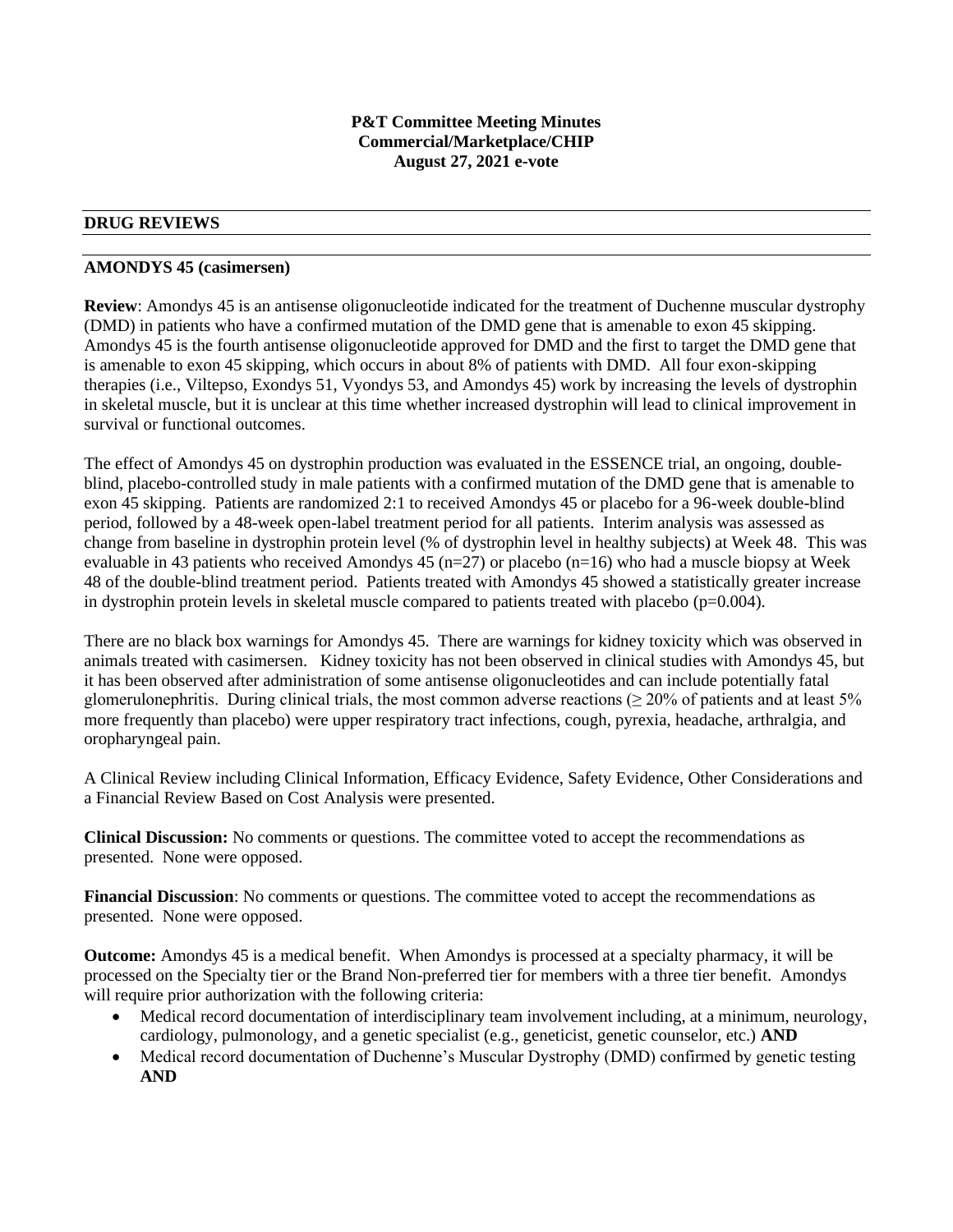**P&T Committee Meeting Minutes**
**Commercial/Marketplace/CHIP**
**August 27, 2021 e-vote**

## DRUG REVIEWS

### AMONDYS 45 (casimersen)

**Review**: Amondys 45 is an antisense oligonucleotide indicated for the treatment of Duchenne muscular dystrophy (DMD) in patients who have a confirmed mutation of the DMD gene that is amenable to exon 45 skipping. Amondys 45 is the fourth antisense oligonucleotide approved for DMD and the first to target the DMD gene that is amenable to exon 45 skipping, which occurs in about 8% of patients with DMD. All four exon-skipping therapies (i.e., Viltepso, Exondys 51, Vyondys 53, and Amondys 45) work by increasing the levels of dystrophin in skeletal muscle, but it is unclear at this time whether increased dystrophin will lead to clinical improvement in survival or functional outcomes.

The effect of Amondys 45 on dystrophin production was evaluated in the ESSENCE trial, an ongoing, double-blind, placebo-controlled study in male patients with a confirmed mutation of the DMD gene that is amenable to exon 45 skipping. Patients are randomized 2:1 to received Amondys 45 or placebo for a 96-week double-blind period, followed by a 48-week open-label treatment period for all patients. Interim analysis was assessed as change from baseline in dystrophin protein level (% of dystrophin level in healthy subjects) at Week 48. This was evaluable in 43 patients who received Amondys 45 (n=27) or placebo (n=16) who had a muscle biopsy at Week 48 of the double-blind treatment period. Patients treated with Amondys 45 showed a statistically greater increase in dystrophin protein levels in skeletal muscle compared to patients treated with placebo ($p=0.004$).

There are no black box warnings for Amondys 45. There are warnings for kidney toxicity which was observed in animals treated with casimersen. Kidney toxicity has not been observed in clinical studies with Amondys 45, but it has been observed after administration of some antisense oligonucleotides and can include potentially fatal glomerulonephritis. During clinical trials, the most common adverse reactions ($\geq 20\%$ of patients and at least 5% more frequently than placebo) were upper respiratory tract infections, cough, pyrexia, headache, arthralgia, and oropharyngeal pain.

A Clinical Review including Clinical Information, Efficacy Evidence, Safety Evidence, Other Considerations and a Financial Review Based on Cost Analysis were presented.

**Clinical Discussion:** No comments or questions. The committee voted to accept the recommendations as presented. None were opposed.

**Financial Discussion**: No comments or questions. The committee voted to accept the recommendations as presented. None were opposed.

**Outcome:** Amondys 45 is a medical benefit. When Amondys is processed at a specialty pharmacy, it will be processed on the Specialty tier or the Brand Non-preferred tier for members with a three tier benefit. Amondys will require prior authorization with the following criteria:

- Medical record documentation of interdisciplinary team involvement including, at a minimum, neurology, cardiology, pulmonology, and a genetic specialist (e.g., geneticist, genetic counselor, etc.) **AND**
- Medical record documentation of Duchenne's Muscular Dystrophy (DMD) confirmed by genetic testing **AND**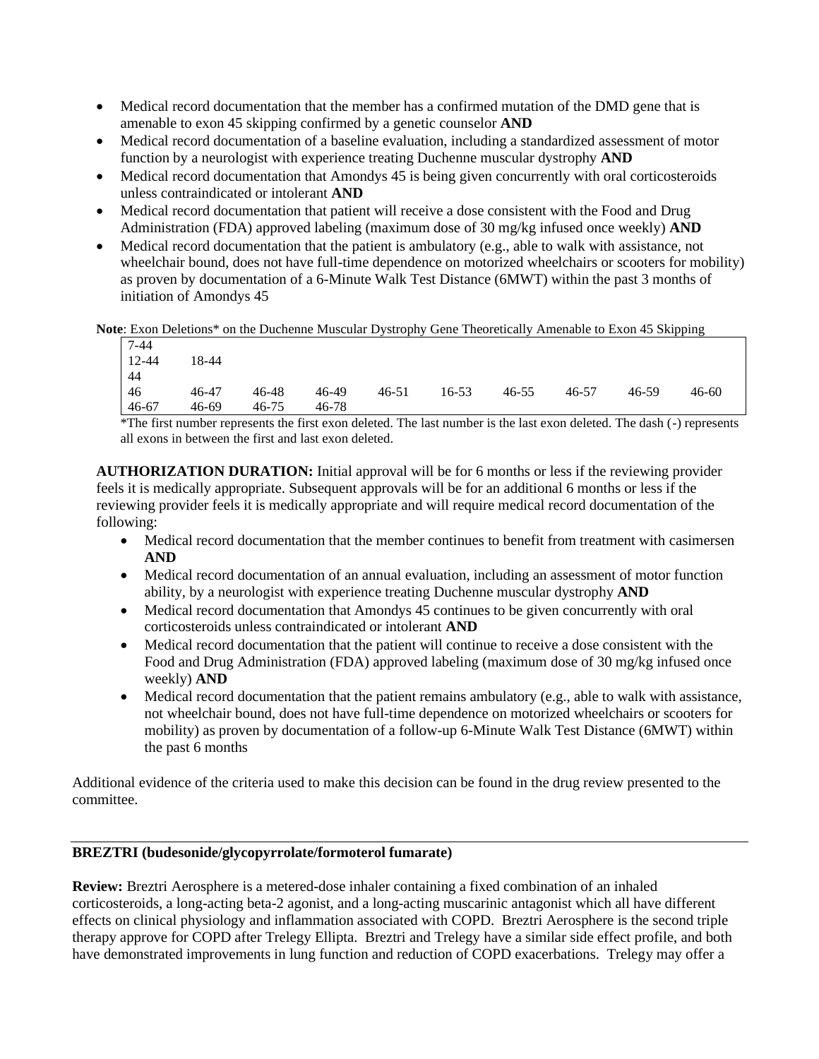- Medical record documentation that the member has a confirmed mutation of the DMD gene that is amenable to exon 45 skipping confirmed by a genetic counselor **AND**
- Medical record documentation of a baseline evaluation, including a standardized assessment of motor function by a neurologist with experience treating Duchenne muscular dystrophy **AND**
- Medical record documentation that Amondys 45 is being given concurrently with oral corticosteroids unless contraindicated or intolerant **AND**
- Medical record documentation that patient will receive a dose consistent with the Food and Drug Administration (FDA) approved labeling (maximum dose of 30 mg/kg infused once weekly) **AND**
- Medical record documentation that the patient is ambulatory (e.g., able to walk with assistance, not wheelchair bound, does not have full-time dependence on motorized wheelchairs or scooters for mobility) as proven by documentation of a 6-Minute Walk Test Distance (6MWT) within the past 3 months of initiation of Amondys 45

**Note**: Exon Deletions* on the Duchenne Muscular Dystrophy Gene Theoretically Amenable to Exon 45 Skipping

| | | | | | | | | | |
|---|---|---|---|---|---|---|---|---|---|
| 7-44 | | | | | | | | | |
| 12-44 | 18-44 | | | | | | | | |
| 44 | | | | | | | | | |
| 46 | 46-47 | 46-48 | 46-49 | 46-51 | 16-53 | 46-55 | 46-57 | 46-59 | 46-60 |
| 46-67 | 46-69 | 46-75 | 46-78 | | | | | | |

*The first number represents the first exon deleted. The last number is the last exon deleted. The dash (-) represents all exons in between the first and last exon deleted.

**AUTHORIZATION DURATION:** Initial approval will be for 6 months or less if the reviewing provider feels it is medically appropriate. Subsequent approvals will be for an additional 6 months or less if the reviewing provider feels it is medically appropriate and will require medical record documentation of the following:

- Medical record documentation that the member continues to benefit from treatment with casimersen **AND**
- Medical record documentation of an annual evaluation, including an assessment of motor function ability, by a neurologist with experience treating Duchenne muscular dystrophy **AND**
- Medical record documentation that Amondys 45 continues to be given concurrently with oral corticosteroids unless contraindicated or intolerant **AND**
- Medical record documentation that the patient will continue to receive a dose consistent with the Food and Drug Administration (FDA) approved labeling (maximum dose of 30 mg/kg infused once weekly) **AND**
- Medical record documentation that the patient remains ambulatory (e.g., able to walk with assistance, not wheelchair bound, does not have full-time dependence on motorized wheelchairs or scooters for mobility) as proven by documentation of a follow-up 6-Minute Walk Test Distance (6MWT) within the past 6 months

Additional evidence of the criteria used to make this decision can be found in the drug review presented to the committee.

## BREZTRI (budesonide/glycopyrrolate/formoterol fumarate)

**Review:** Breztri Aerosphere is a metered-dose inhaler containing a fixed combination of an inhaled corticosteroids, a long-acting beta-2 agonist, and a long-acting muscarinic antagonist which all have different effects on clinical physiology and inflammation associated with COPD. Breztri Aerosphere is the second triple therapy approve for COPD after Trelegy Ellipta. Breztri and Trelegy have a similar side effect profile, and both have demonstrated improvements in lung function and reduction of COPD exacerbations. Trelegy may offer a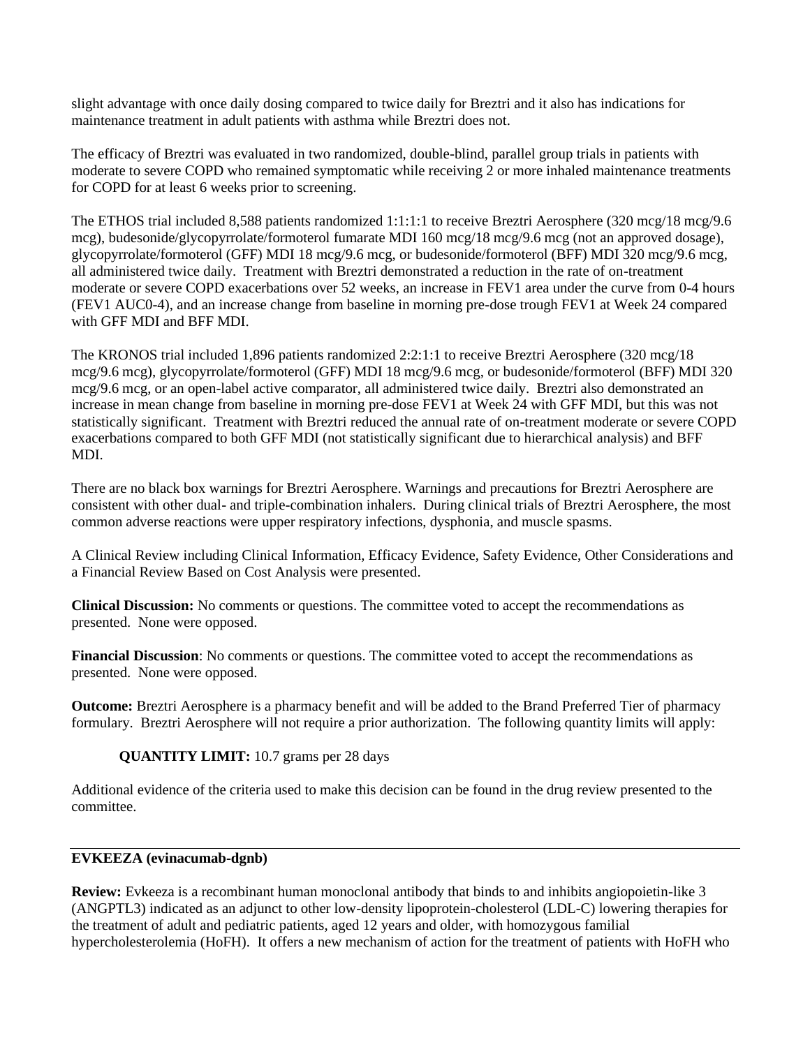slight advantage with once daily dosing compared to twice daily for Breztri and it also has indications for maintenance treatment in adult patients with asthma while Breztri does not.

The efficacy of Breztri was evaluated in two randomized, double-blind, parallel group trials in patients with moderate to severe COPD who remained symptomatic while receiving 2 or more inhaled maintenance treatments for COPD for at least 6 weeks prior to screening.

The ETHOS trial included 8,588 patients randomized 1:1:1:1 to receive Breztri Aerosphere (320 mcg/18 mcg/9.6 mcg), budesonide/glycopyrrolate/formoterol fumarate MDI 160 mcg/18 mcg/9.6 mcg (not an approved dosage), glycopyrrolate/formoterol (GFF) MDI 18 mcg/9.6 mcg, or budesonide/formoterol (BFF) MDI 320 mcg/9.6 mcg, all administered twice daily. Treatment with Breztri demonstrated a reduction in the rate of on-treatment moderate or severe COPD exacerbations over 52 weeks, an increase in FEV1 area under the curve from 0-4 hours (FEV1 AUC0-4), and an increase change from baseline in morning pre-dose trough FEV1 at Week 24 compared with GFF MDI and BFF MDI.

The KRONOS trial included 1,896 patients randomized 2:2:1:1 to receive Breztri Aerosphere (320 mcg/18 mcg/9.6 mcg), glycopyrrolate/formoterol (GFF) MDI 18 mcg/9.6 mcg, or budesonide/formoterol (BFF) MDI 320 mcg/9.6 mcg, or an open-label active comparator, all administered twice daily. Breztri also demonstrated an increase in mean change from baseline in morning pre-dose FEV1 at Week 24 with GFF MDI, but this was not statistically significant. Treatment with Breztri reduced the annual rate of on-treatment moderate or severe COPD exacerbations compared to both GFF MDI (not statistically significant due to hierarchical analysis) and BFF MDI.

There are no black box warnings for Breztri Aerosphere. Warnings and precautions for Breztri Aerosphere are consistent with other dual- and triple-combination inhalers. During clinical trials of Breztri Aerosphere, the most common adverse reactions were upper respiratory infections, dysphonia, and muscle spasms.

A Clinical Review including Clinical Information, Efficacy Evidence, Safety Evidence, Other Considerations and a Financial Review Based on Cost Analysis were presented.

**Clinical Discussion:** No comments or questions. The committee voted to accept the recommendations as presented. None were opposed.

**Financial Discussion**: No comments or questions. The committee voted to accept the recommendations as presented. None were opposed.

**Outcome:** Breztri Aerosphere is a pharmacy benefit and will be added to the Brand Preferred Tier of pharmacy formulary. Breztri Aerosphere will not require a prior authorization. The following quantity limits will apply:

**QUANTITY LIMIT:** 10.7 grams per 28 days

Additional evidence of the criteria used to make this decision can be found in the drug review presented to the committee.

---

**EVKEEZA (evinacumab-dgnb)**

**Review:** Evkeeza is a recombinant human monoclonal antibody that binds to and inhibits angiopoietin-like 3 (ANGPTL3) indicated as an adjunct to other low-density lipoprotein-cholesterol (LDL-C) lowering therapies for the treatment of adult and pediatric patients, aged 12 years and older, with homozygous familial hypercholesterolemia (HoFH). It offers a new mechanism of action for the treatment of patients with HoFH who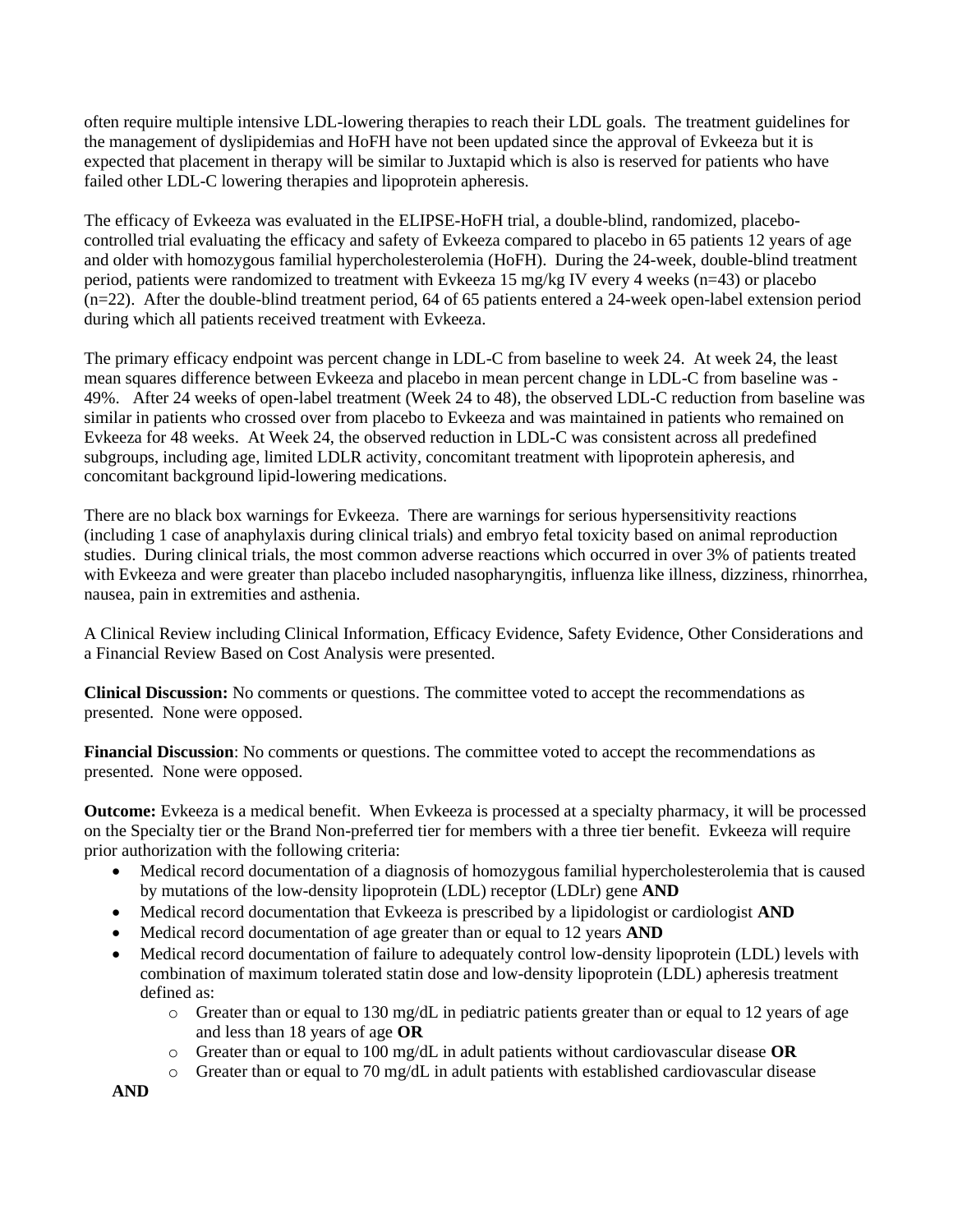often require multiple intensive LDL-lowering therapies to reach their LDL goals. The treatment guidelines for the management of dyslipidemias and HoFH have not been updated since the approval of Evkeeza but it is expected that placement in therapy will be similar to Juxtapid which is also is reserved for patients who have failed other LDL-C lowering therapies and lipoprotein apheresis.

The efficacy of Evkeeza was evaluated in the ELIPSE-HoFH trial, a double-blind, randomized, placebo-controlled trial evaluating the efficacy and safety of Evkeeza compared to placebo in 65 patients 12 years of age and older with homozygous familial hypercholesterolemia (HoFH). During the 24-week, double-blind treatment period, patients were randomized to treatment with Evkeeza 15 mg/kg IV every 4 weeks (n=43) or placebo (n=22). After the double-blind treatment period, 64 of 65 patients entered a 24-week open-label extension period during which all patients received treatment with Evkeeza.

The primary efficacy endpoint was percent change in LDL-C from baseline to week 24. At week 24, the least mean squares difference between Evkeeza and placebo in mean percent change in LDL-C from baseline was -49%. After 24 weeks of open-label treatment (Week 24 to 48), the observed LDL-C reduction from baseline was similar in patients who crossed over from placebo to Evkeeza and was maintained in patients who remained on Evkeeza for 48 weeks. At Week 24, the observed reduction in LDL-C was consistent across all predefined subgroups, including age, limited LDLR activity, concomitant treatment with lipoprotein apheresis, and concomitant background lipid-lowering medications.

There are no black box warnings for Evkeeza. There are warnings for serious hypersensitivity reactions (including 1 case of anaphylaxis during clinical trials) and embryo fetal toxicity based on animal reproduction studies. During clinical trials, the most common adverse reactions which occurred in over 3% of patients treated with Evkeeza and were greater than placebo included nasopharyngitis, influenza like illness, dizziness, rhinorrhea, nausea, pain in extremities and asthenia.

A Clinical Review including Clinical Information, Efficacy Evidence, Safety Evidence, Other Considerations and a Financial Review Based on Cost Analysis were presented.

**Clinical Discussion:** No comments or questions. The committee voted to accept the recommendations as presented. None were opposed.

**Financial Discussion**: No comments or questions. The committee voted to accept the recommendations as presented. None were opposed.

**Outcome:** Evkeeza is a medical benefit. When Evkeeza is processed at a specialty pharmacy, it will be processed on the Specialty tier or the Brand Non-preferred tier for members with a three tier benefit. Evkeeza will require prior authorization with the following criteria:

- Medical record documentation of a diagnosis of homozygous familial hypercholesterolemia that is caused by mutations of the low-density lipoprotein (LDL) receptor (LDLr) gene **AND**
- Medical record documentation that Evkeeza is prescribed by a lipidologist or cardiologist **AND**
- Medical record documentation of age greater than or equal to 12 years **AND**
- Medical record documentation of failure to adequately control low-density lipoprotein (LDL) levels with combination of maximum tolerated statin dose and low-density lipoprotein (LDL) apheresis treatment defined as:
  - Greater than or equal to 130 mg/dL in pediatric patients greater than or equal to 12 years of age and less than 18 years of age **OR**
  - Greater than or equal to 100 mg/dL in adult patients without cardiovascular disease **OR**
  - Greater than or equal to 70 mg/dL in adult patients with established cardiovascular disease

**AND**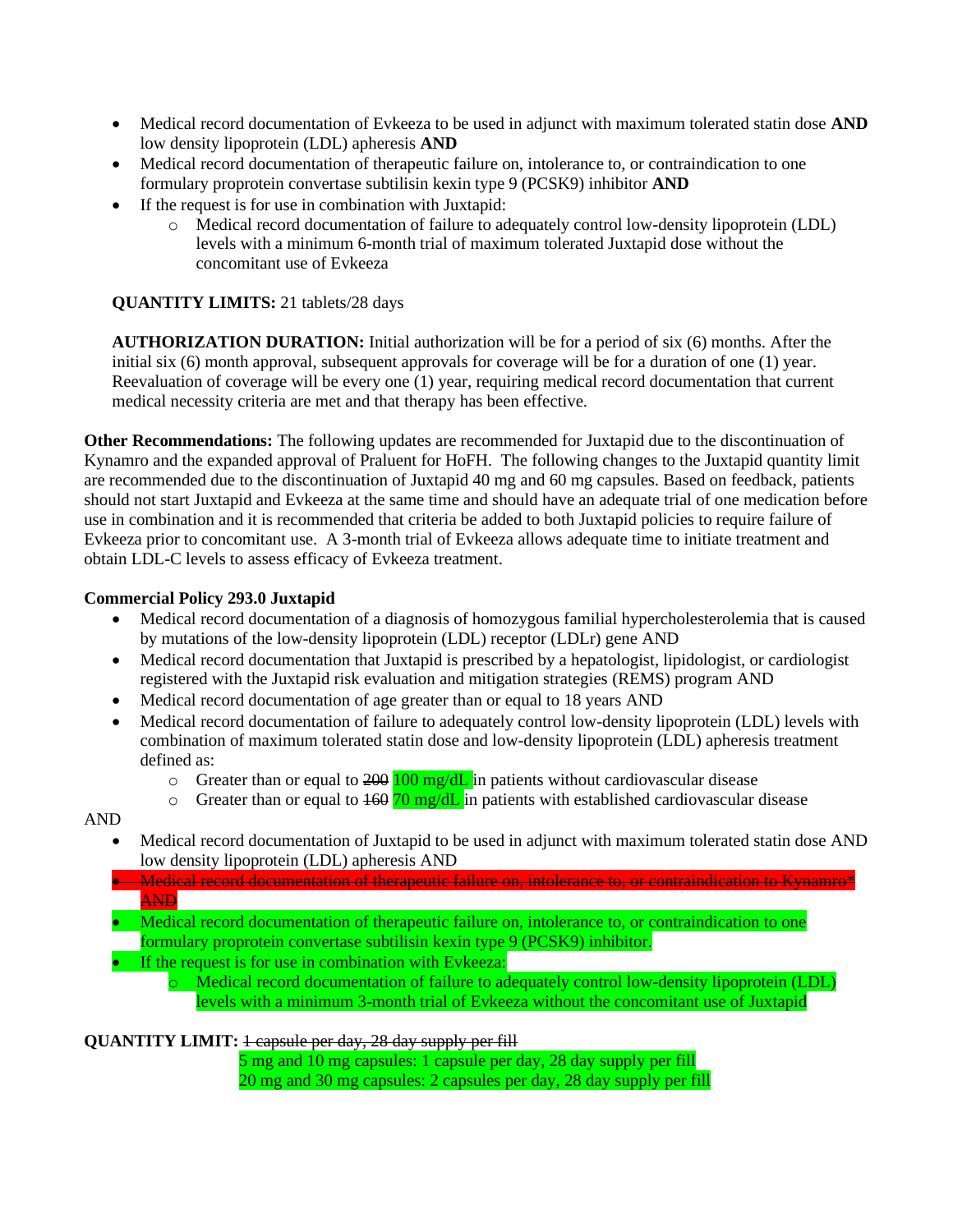- Medical record documentation of Evkeeza to be used in adjunct with maximum tolerated statin dose **AND** low density lipoprotein (LDL) apheresis **AND**
- Medical record documentation of therapeutic failure on, intolerance to, or contraindication to one formulary proprotein convertase subtilisin kexin type 9 (PCSK9) inhibitor **AND**
- If the request is for use in combination with Juxtapid:
  - Medical record documentation of failure to adequately control low-density lipoprotein (LDL) levels with a minimum 6-month trial of maximum tolerated Juxtapid dose without the concomitant use of Evkeeza

**QUANTITY LIMITS:** 21 tablets/28 days

**AUTHORIZATION DURATION:** Initial authorization will be for a period of six (6) months. After the initial six (6) month approval, subsequent approvals for coverage will be for a duration of one (1) year. Reevaluation of coverage will be every one (1) year, requiring medical record documentation that current medical necessity criteria are met and that therapy has been effective.

**Other Recommendations:** The following updates are recommended for Juxtapid due to the discontinuation of Kynamro and the expanded approval of Praluent for HoFH. The following changes to the Juxtapid quantity limit are recommended due to the discontinuation of Juxtapid 40 mg and 60 mg capsules. Based on feedback, patients should not start Juxtapid and Evkeeza at the same time and should have an adequate trial of one medication before use in combination and it is recommended that criteria be added to both Juxtapid policies to require failure of Evkeeza prior to concomitant use. A 3-month trial of Evkeeza allows adequate time to initiate treatment and obtain LDL-C levels to assess efficacy of Evkeeza treatment.

**Commercial Policy 293.0 Juxtapid**

- Medical record documentation of a diagnosis of homozygous familial hypercholesterolemia that is caused by mutations of the low-density lipoprotein (LDL) receptor (LDLr) gene AND
- Medical record documentation that Juxtapid is prescribed by a hepatologist, lipidologist, or cardiologist registered with the Juxtapid risk evaluation and mitigation strategies (REMS) program AND
- Medical record documentation of age greater than or equal to 18 years AND
- Medical record documentation of failure to adequately control low-density lipoprotein (LDL) levels with combination of maximum tolerated statin dose and low-density lipoprotein (LDL) apheresis treatment defined as:
  - Greater than or equal to ~~200~~ 100 mg/dL in patients without cardiovascular disease
  - Greater than or equal to ~~160~~ 70 mg/dL in patients with established cardiovascular disease

AND

- Medical record documentation of Juxtapid to be used in adjunct with maximum tolerated statin dose AND low density lipoprotein (LDL) apheresis AND
- ~~Medical record documentation of therapeutic failure on, intolerance to, or contraindication to Kynamro* AND~~
- Medical record documentation of therapeutic failure on, intolerance to, or contraindication to one formulary proprotein convertase subtilisin kexin type 9 (PCSK9) inhibitor.
- If the request is for use in combination with Evkeeza:
  - Medical record documentation of failure to adequately control low-density lipoprotein (LDL) levels with a minimum 3-month trial of Evkeeza without the concomitant use of Juxtapid

**QUANTITY LIMIT:** ~~1 capsule per day, 28 day supply per fill~~
5 mg and 10 mg capsules: 1 capsule per day, 28 day supply per fill
20 mg and 30 mg capsules: 2 capsules per day, 28 day supply per fill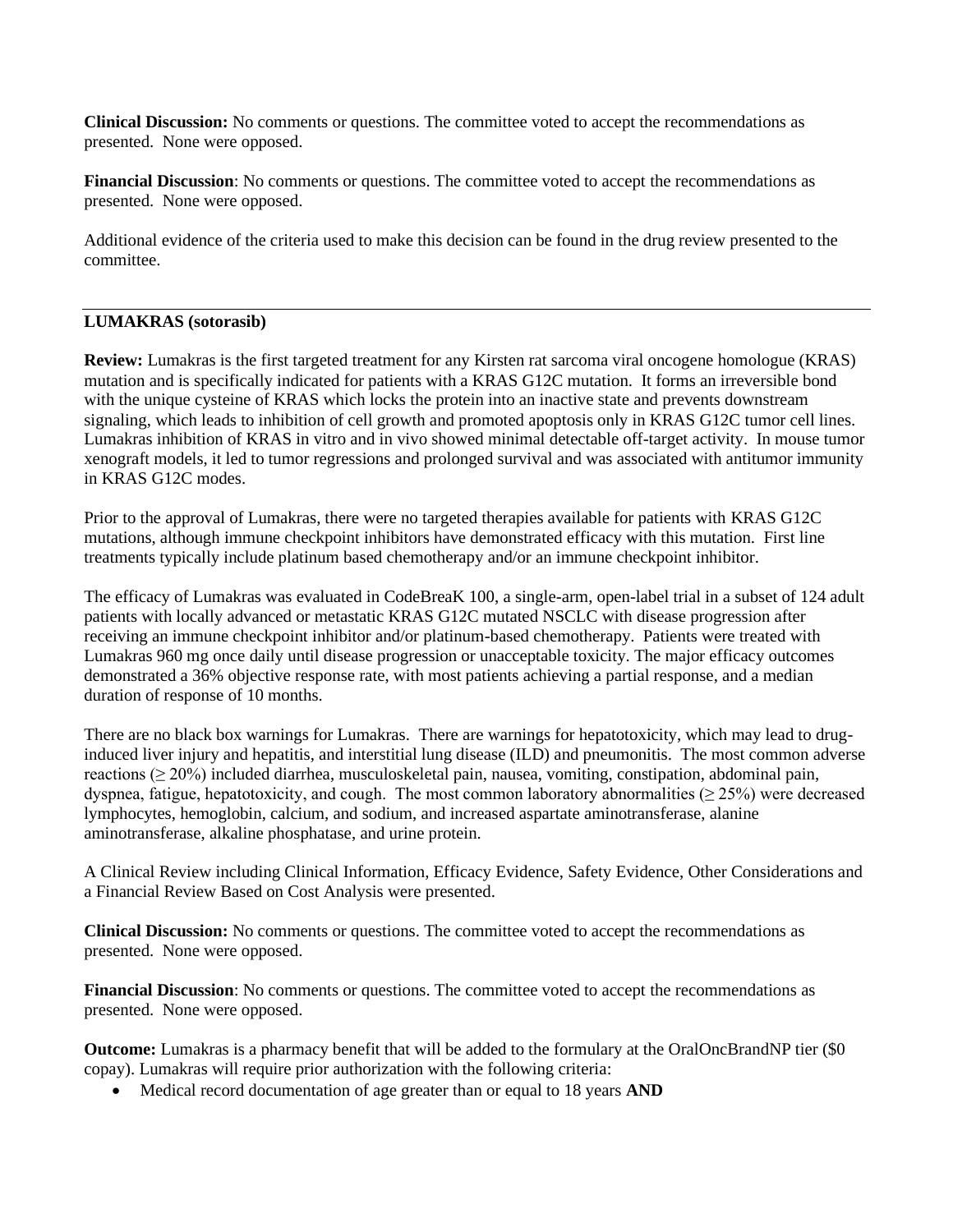**Clinical Discussion:** No comments or questions. The committee voted to accept the recommendations as presented. None were opposed.

**Financial Discussion**: No comments or questions. The committee voted to accept the recommendations as presented. None were opposed.

Additional evidence of the criteria used to make this decision can be found in the drug review presented to the committee.

---

**LUMAKRAS (sotorasib)**

**Review:** Lumakras is the first targeted treatment for any Kirsten rat sarcoma viral oncogene homologue (KRAS) mutation and is specifically indicated for patients with a KRAS G12C mutation. It forms an irreversible bond with the unique cysteine of KRAS which locks the protein into an inactive state and prevents downstream signaling, which leads to inhibition of cell growth and promoted apoptosis only in KRAS G12C tumor cell lines. Lumakras inhibition of KRAS in vitro and in vivo showed minimal detectable off-target activity. In mouse tumor xenograft models, it led to tumor regressions and prolonged survival and was associated with antitumor immunity in KRAS G12C modes.

Prior to the approval of Lumakras, there were no targeted therapies available for patients with KRAS G12C mutations, although immune checkpoint inhibitors have demonstrated efficacy with this mutation. First line treatments typically include platinum based chemotherapy and/or an immune checkpoint inhibitor.

The efficacy of Lumakras was evaluated in CodeBreaK 100, a single-arm, open-label trial in a subset of 124 adult patients with locally advanced or metastatic KRAS G12C mutated NSCLC with disease progression after receiving an immune checkpoint inhibitor and/or platinum-based chemotherapy. Patients were treated with Lumakras 960 mg once daily until disease progression or unacceptable toxicity. The major efficacy outcomes demonstrated a 36% objective response rate, with most patients achieving a partial response, and a median duration of response of 10 months.

There are no black box warnings for Lumakras. There are warnings for hepatotoxicity, which may lead to drug-induced liver injury and hepatitis, and interstitial lung disease (ILD) and pneumonitis. The most common adverse reactions (≥ 20%) included diarrhea, musculoskeletal pain, nausea, vomiting, constipation, abdominal pain, dyspnea, fatigue, hepatotoxicity, and cough. The most common laboratory abnormalities (≥ 25%) were decreased lymphocytes, hemoglobin, calcium, and sodium, and increased aspartate aminotransferase, alanine aminotransferase, alkaline phosphatase, and urine protein.

A Clinical Review including Clinical Information, Efficacy Evidence, Safety Evidence, Other Considerations and a Financial Review Based on Cost Analysis were presented.

**Clinical Discussion:** No comments or questions. The committee voted to accept the recommendations as presented. None were opposed.

**Financial Discussion**: No comments or questions. The committee voted to accept the recommendations as presented. None were opposed.

**Outcome:** Lumakras is a pharmacy benefit that will be added to the formulary at the OralOncBrandNP tier ($0 copay). Lumakras will require prior authorization with the following criteria:

- Medical record documentation of age greater than or equal to 18 years **AND**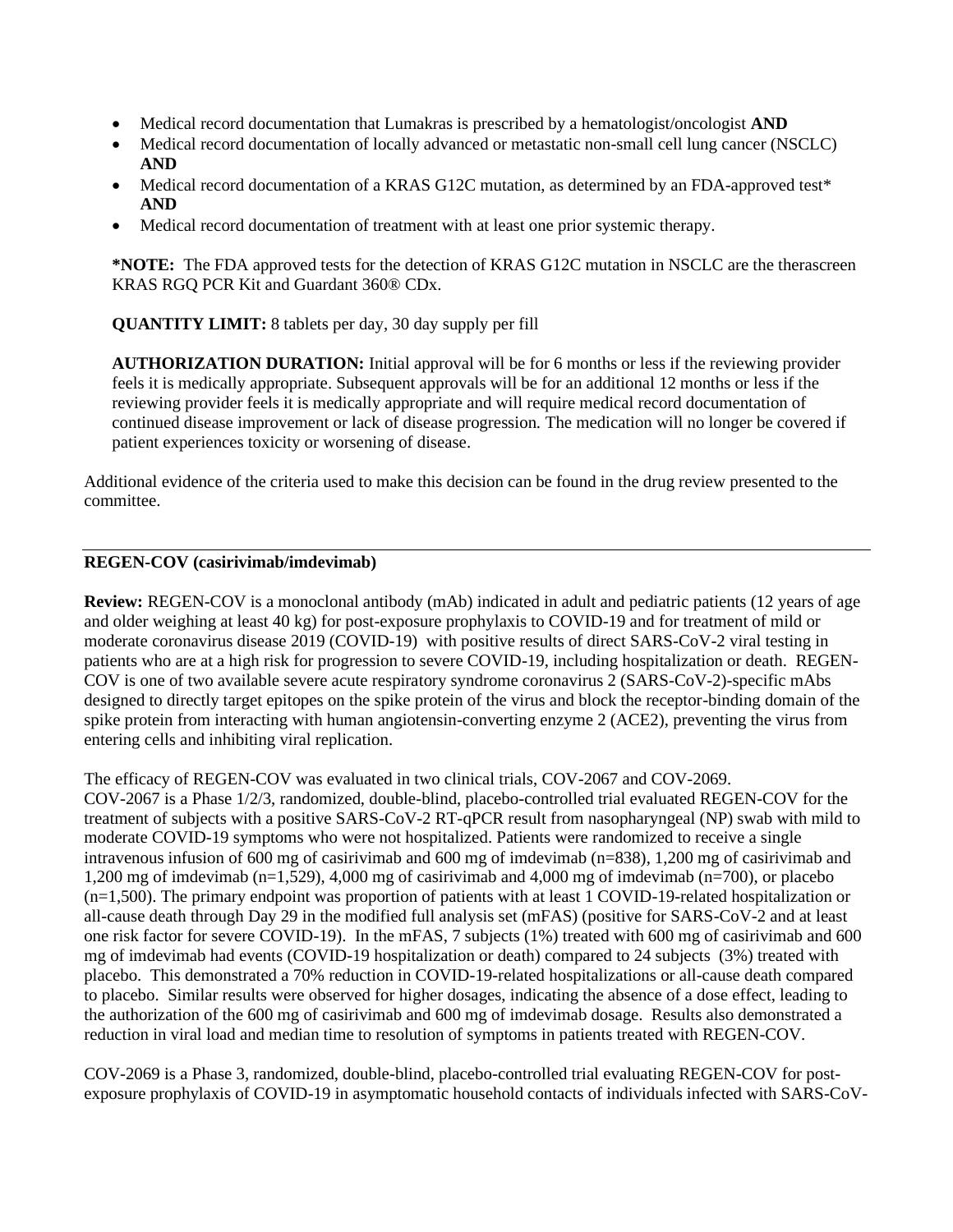- Medical record documentation that Lumakras is prescribed by a hematologist/oncologist **AND**
- Medical record documentation of locally advanced or metastatic non-small cell lung cancer (NSCLC) **AND**
- Medical record documentation of a KRAS G12C mutation, as determined by an FDA-approved test* **AND**
- Medical record documentation of treatment with at least one prior systemic therapy.

**\*NOTE:** The FDA approved tests for the detection of KRAS G12C mutation in NSCLC are the therascreen KRAS RGQ PCR Kit and Guardant 360® CDx.

**QUANTITY LIMIT:** 8 tablets per day, 30 day supply per fill

**AUTHORIZATION DURATION:** Initial approval will be for 6 months or less if the reviewing provider feels it is medically appropriate. Subsequent approvals will be for an additional 12 months or less if the reviewing provider feels it is medically appropriate and will require medical record documentation of continued disease improvement or lack of disease progression. The medication will no longer be covered if patient experiences toxicity or worsening of disease.

Additional evidence of the criteria used to make this decision can be found in the drug review presented to the committee.

---

**REGEN-COV (casirivimab/imdevimab)**

**Review:** REGEN-COV is a monoclonal antibody (mAb) indicated in adult and pediatric patients (12 years of age and older weighing at least 40 kg) for post-exposure prophylaxis to COVID-19 and for treatment of mild or moderate coronavirus disease 2019 (COVID-19) with positive results of direct SARS-CoV-2 viral testing in patients who are at a high risk for progression to severe COVID-19, including hospitalization or death. REGEN-COV is one of two available severe acute respiratory syndrome coronavirus 2 (SARS-CoV-2)-specific mAbs designed to directly target epitopes on the spike protein of the virus and block the receptor-binding domain of the spike protein from interacting with human angiotensin-converting enzyme 2 (ACE2), preventing the virus from entering cells and inhibiting viral replication.

The efficacy of REGEN-COV was evaluated in two clinical trials, COV-2067 and COV-2069. COV-2067 is a Phase 1/2/3, randomized, double-blind, placebo-controlled trial evaluated REGEN-COV for the treatment of subjects with a positive SARS-CoV-2 RT-qPCR result from nasopharyngeal (NP) swab with mild to moderate COVID-19 symptoms who were not hospitalized. Patients were randomized to receive a single intravenous infusion of 600 mg of casirivimab and 600 mg of imdevimab (n=838), 1,200 mg of casirivimab and 1,200 mg of imdevimab (n=1,529), 4,000 mg of casirivimab and 4,000 mg of imdevimab (n=700), or placebo (n=1,500). The primary endpoint was proportion of patients with at least 1 COVID-19-related hospitalization or all-cause death through Day 29 in the modified full analysis set (mFAS) (positive for SARS-CoV-2 and at least one risk factor for severe COVID-19). In the mFAS, 7 subjects (1%) treated with 600 mg of casirivimab and 600 mg of imdevimab had events (COVID-19 hospitalization or death) compared to 24 subjects (3%) treated with placebo. This demonstrated a 70% reduction in COVID-19-related hospitalizations or all-cause death compared to placebo. Similar results were observed for higher dosages, indicating the absence of a dose effect, leading to the authorization of the 600 mg of casirivimab and 600 mg of imdevimab dosage. Results also demonstrated a reduction in viral load and median time to resolution of symptoms in patients treated with REGEN-COV.

COV-2069 is a Phase 3, randomized, double-blind, placebo-controlled trial evaluating REGEN-COV for post-exposure prophylaxis of COVID-19 in asymptomatic household contacts of individuals infected with SARS-CoV-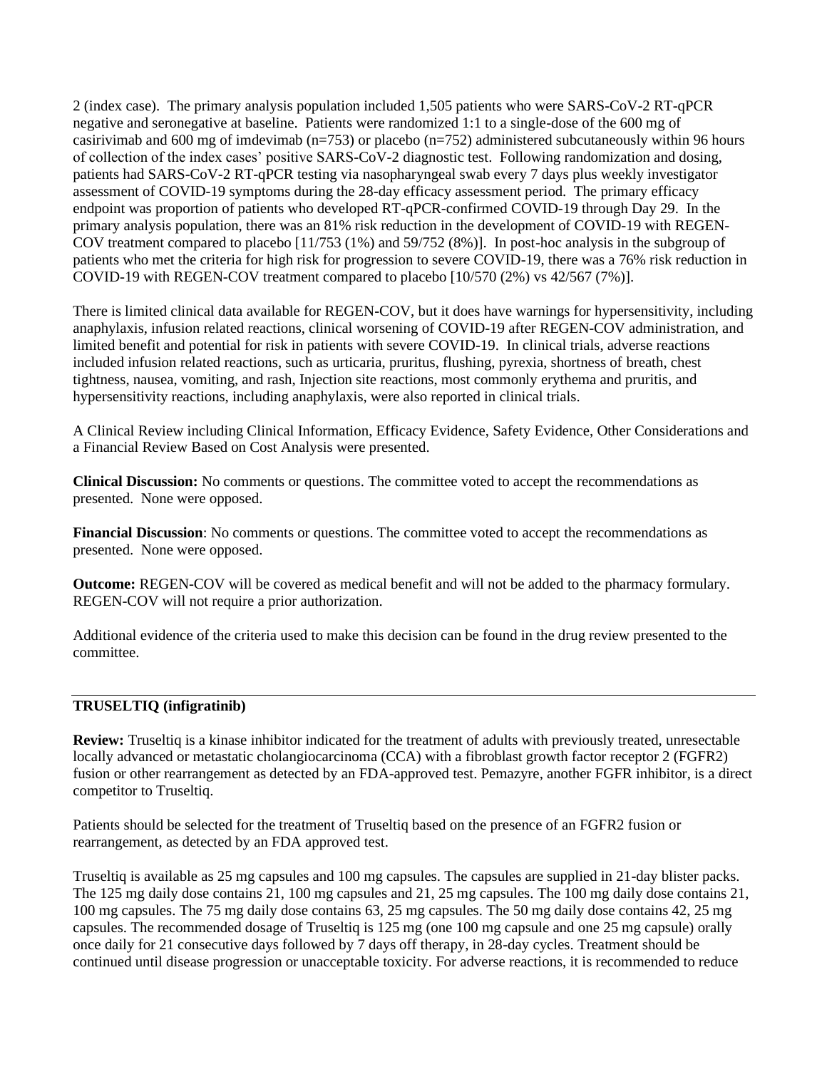2 (index case). The primary analysis population included 1,505 patients who were SARS-CoV-2 RT-qPCR negative and seronegative at baseline. Patients were randomized 1:1 to a single-dose of the 600 mg of casirivimab and 600 mg of imdevimab (n=753) or placebo (n=752) administered subcutaneously within 96 hours of collection of the index cases' positive SARS-CoV-2 diagnostic test. Following randomization and dosing, patients had SARS-CoV-2 RT-qPCR testing via nasopharyngeal swab every 7 days plus weekly investigator assessment of COVID-19 symptoms during the 28-day efficacy assessment period. The primary efficacy endpoint was proportion of patients who developed RT-qPCR-confirmed COVID-19 through Day 29. In the primary analysis population, there was an 81% risk reduction in the development of COVID-19 with REGEN-COV treatment compared to placebo [11/753 (1%) and 59/752 (8%)]. In post-hoc analysis in the subgroup of patients who met the criteria for high risk for progression to severe COVID-19, there was a 76% risk reduction in COVID-19 with REGEN-COV treatment compared to placebo [10/570 (2%) vs 42/567 (7%)].

There is limited clinical data available for REGEN-COV, but it does have warnings for hypersensitivity, including anaphylaxis, infusion related reactions, clinical worsening of COVID-19 after REGEN-COV administration, and limited benefit and potential for risk in patients with severe COVID-19. In clinical trials, adverse reactions included infusion related reactions, such as urticaria, pruritus, flushing, pyrexia, shortness of breath, chest tightness, nausea, vomiting, and rash, Injection site reactions, most commonly erythema and pruritis, and hypersensitivity reactions, including anaphylaxis, were also reported in clinical trials.

A Clinical Review including Clinical Information, Efficacy Evidence, Safety Evidence, Other Considerations and a Financial Review Based on Cost Analysis were presented.

**Clinical Discussion:** No comments or questions. The committee voted to accept the recommendations as presented. None were opposed.

**Financial Discussion**: No comments or questions. The committee voted to accept the recommendations as presented. None were opposed.

**Outcome:** REGEN-COV will be covered as medical benefit and will not be added to the pharmacy formulary. REGEN-COV will not require a prior authorization.

Additional evidence of the criteria used to make this decision can be found in the drug review presented to the committee.

---

**TRUSELTIQ (infigratinib)**

**Review:** Truseltiq is a kinase inhibitor indicated for the treatment of adults with previously treated, unresectable locally advanced or metastatic cholangiocarcinoma (CCA) with a fibroblast growth factor receptor 2 (FGFR2) fusion or other rearrangement as detected by an FDA-approved test. Pemazyre, another FGFR inhibitor, is a direct competitor to Truseltiq.

Patients should be selected for the treatment of Truseltiq based on the presence of an FGFR2 fusion or rearrangement, as detected by an FDA approved test.

Truseltiq is available as 25 mg capsules and 100 mg capsules. The capsules are supplied in 21-day blister packs. The 125 mg daily dose contains 21, 100 mg capsules and 21, 25 mg capsules. The 100 mg daily dose contains 21, 100 mg capsules. The 75 mg daily dose contains 63, 25 mg capsules. The 50 mg daily dose contains 42, 25 mg capsules. The recommended dosage of Truseltiq is 125 mg (one 100 mg capsule and one 25 mg capsule) orally once daily for 21 consecutive days followed by 7 days off therapy, in 28-day cycles. Treatment should be continued until disease progression or unacceptable toxicity. For adverse reactions, it is recommended to reduce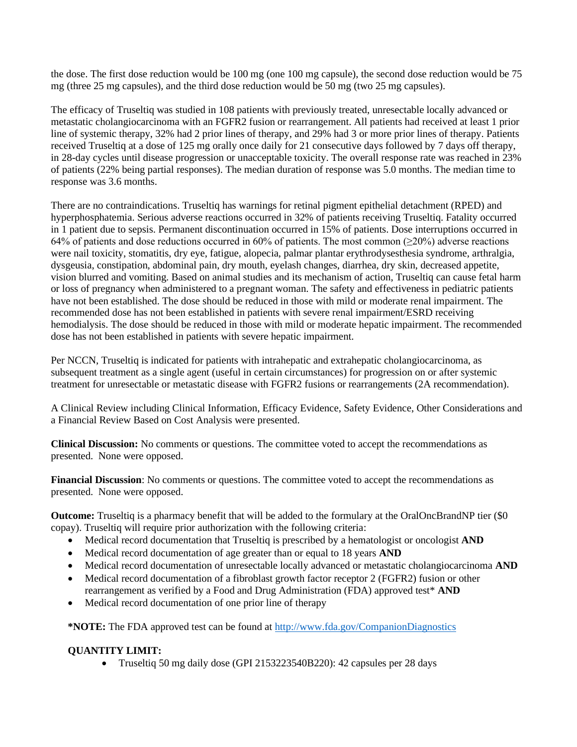the dose. The first dose reduction would be 100 mg (one 100 mg capsule), the second dose reduction would be 75 mg (three 25 mg capsules), and the third dose reduction would be 50 mg (two 25 mg capsules).

The efficacy of Truseltiq was studied in 108 patients with previously treated, unresectable locally advanced or metastatic cholangiocarcinoma with an FGFR2 fusion or rearrangement. All patients had received at least 1 prior line of systemic therapy, 32% had 2 prior lines of therapy, and 29% had 3 or more prior lines of therapy. Patients received Truseltiq at a dose of 125 mg orally once daily for 21 consecutive days followed by 7 days off therapy, in 28-day cycles until disease progression or unacceptable toxicity. The overall response rate was reached in 23% of patients (22% being partial responses). The median duration of response was 5.0 months. The median time to response was 3.6 months.

There are no contraindications. Truseltiq has warnings for retinal pigment epithelial detachment (RPED) and hyperphosphatemia. Serious adverse reactions occurred in 32% of patients receiving Truseltiq. Fatality occurred in 1 patient due to sepsis. Permanent discontinuation occurred in 15% of patients. Dose interruptions occurred in 64% of patients and dose reductions occurred in 60% of patients. The most common (≥20%) adverse reactions were nail toxicity, stomatitis, dry eye, fatigue, alopecia, palmar plantar erythrodysesthesia syndrome, arthralgia, dysgeusia, constipation, abdominal pain, dry mouth, eyelash changes, diarrhea, dry skin, decreased appetite, vision blurred and vomiting. Based on animal studies and its mechanism of action, Truseltiq can cause fetal harm or loss of pregnancy when administered to a pregnant woman. The safety and effectiveness in pediatric patients have not been established. The dose should be reduced in those with mild or moderate renal impairment. The recommended dose has not been established in patients with severe renal impairment/ESRD receiving hemodialysis. The dose should be reduced in those with mild or moderate hepatic impairment. The recommended dose has not been established in patients with severe hepatic impairment.

Per NCCN, Truseltiq is indicated for patients with intrahepatic and extrahepatic cholangiocarcinoma, as subsequent treatment as a single agent (useful in certain circumstances) for progression on or after systemic treatment for unresectable or metastatic disease with FGFR2 fusions or rearrangements (2A recommendation).

A Clinical Review including Clinical Information, Efficacy Evidence, Safety Evidence, Other Considerations and a Financial Review Based on Cost Analysis were presented.

**Clinical Discussion:** No comments or questions. The committee voted to accept the recommendations as presented. None were opposed.

**Financial Discussion**: No comments or questions. The committee voted to accept the recommendations as presented. None were opposed.

**Outcome:** Truseltiq is a pharmacy benefit that will be added to the formulary at the OralOncBrandNP tier ($0 copay). Truseltiq will require prior authorization with the following criteria:

- Medical record documentation that Truseltiq is prescribed by a hematologist or oncologist **AND**
- Medical record documentation of age greater than or equal to 18 years **AND**
- Medical record documentation of unresectable locally advanced or metastatic cholangiocarcinoma **AND**
- Medical record documentation of a fibroblast growth factor receptor 2 (FGFR2) fusion or other rearrangement as verified by a Food and Drug Administration (FDA) approved test* **AND**
- Medical record documentation of one prior line of therapy

**\*NOTE:** The FDA approved test can be found at [http://www.fda.gov/CompanionDiagnostics](http://www.fda.gov/CompanionDiagnostics)

**QUANTITY LIMIT:**

- Truseltiq 50 mg daily dose (GPI 2153223540B220): 42 capsules per 28 days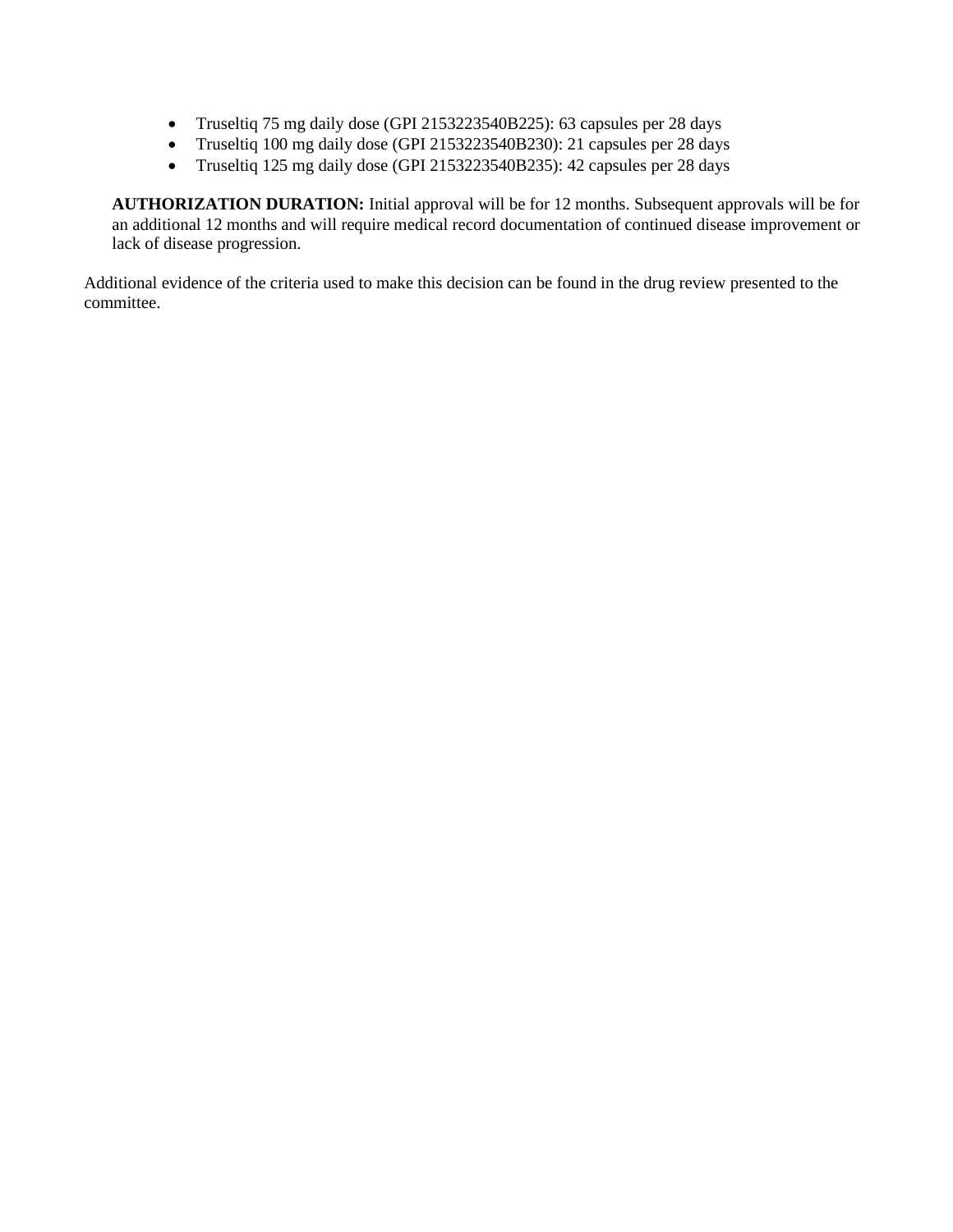- Truseltiq 75 mg daily dose (GPI 2153223540B225): 63 capsules per 28 days
- Truseltiq 100 mg daily dose (GPI 2153223540B230): 21 capsules per 28 days
- Truseltiq 125 mg daily dose (GPI 2153223540B235): 42 capsules per 28 days

**AUTHORIZATION DURATION:** Initial approval will be for 12 months. Subsequent approvals will be for an additional 12 months and will require medical record documentation of continued disease improvement or lack of disease progression.

Additional evidence of the criteria used to make this decision can be found in the drug review presented to the committee.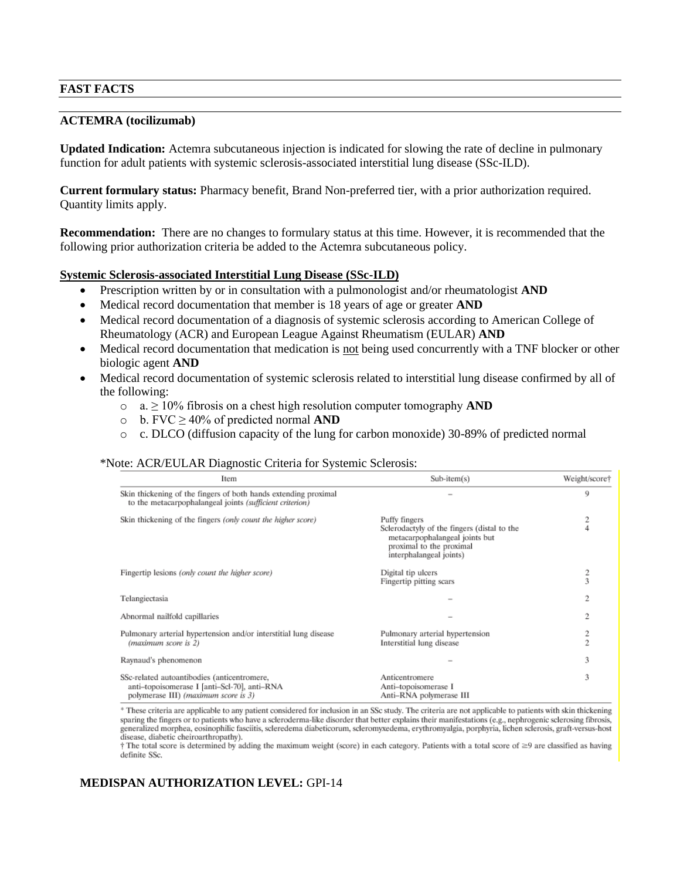## FAST FACTS

### ACTEMRA (tocilizumab)

**Updated Indication:** Actemra subcutaneous injection is indicated for slowing the rate of decline in pulmonary function for adult patients with systemic sclerosis-associated interstitial lung disease (SSc-ILD).

**Current formulary status:** Pharmacy benefit, Brand Non-preferred tier, with a prior authorization required. Quantity limits apply.

**Recommendation:** There are no changes to formulary status at this time. However, it is recommended that the following prior authorization criteria be added to the Actemra subcutaneous policy.

**Systemic Sclerosis-associated Interstitial Lung Disease (SSc-ILD)**

- Prescription written by or in consultation with a pulmonologist and/or rheumatologist **AND**
- Medical record documentation that member is 18 years of age or greater **AND**
- Medical record documentation of a diagnosis of systemic sclerosis according to American College of Rheumatology (ACR) and European League Against Rheumatism (EULAR) **AND**
- Medical record documentation that medication is not being used concurrently with a TNF blocker or other biologic agent **AND**
- Medical record documentation of systemic sclerosis related to interstitial lung disease confirmed by all of the following:
    - a. ≥ 10% fibrosis on a chest high resolution computer tomography **AND**
    - b. FVC ≥ 40% of predicted normal **AND**
    - c. DLCO (diffusion capacity of the lung for carbon monoxide) 30-89% of predicted normal

*Note: ACR/EULAR Diagnostic Criteria for Systemic Sclerosis:

| Item | Sub-item(s) | Weight/score† |
|---|---|---|
| Skin thickening of the fingers of both hands extending proximal to the metacarpophalangeal joints *(sufficient criterion)* | – | 9 |
| Skin thickening of the fingers *(only count the higher score)* | Puffy fingers | 2 |
| | Sclerodactyly of the fingers (distal to the metacarpophalangeal joints but proximal to the proximal interphalangeal joints) | 4 |
| Fingertip lesions *(only count the higher score)* | Digital tip ulcers | 2 |
| | Fingertip pitting scars | 3 |
| Telangiectasia | – | 2 |
| Abnormal nailfold capillaries | – | 2 |
| Pulmonary arterial hypertension and/or interstitial lung disease *(maximum score is 2)* | Pulmonary arterial hypertension | 2 |
| | Interstitial lung disease | 2 |
| Raynaud's phenomenon | – | 3 |
| SSc-related autoantibodies (anticentromere, anti–topoisomerase I [anti–Scl-70], anti–RNA polymerase III) *(maximum score is 3)* | Anticentromere<br>Anti–topoisomerase I<br>Anti–RNA polymerase III | 3 |

* These criteria are applicable to any patient considered for inclusion in an SSc study. The criteria are not applicable to patients with skin thickening sparing the fingers or to patients who have a scleroderma-like disorder that better explains their manifestations (e.g., nephrogenic sclerosing fibrosis, generalized morphea, eosinophilic fasciitis, scleredema diabeticorum, scleromyxedema, erythromyalgia, porphyria, lichen sclerosis, graft-versus-host disease, diabetic cheiroarthropathy).
† The total score is determined by adding the maximum weight (score) in each category. Patients with a total score of ≥9 are classified as having definite SSc.

**MEDISPAN AUTHORIZATION LEVEL:** GPI-14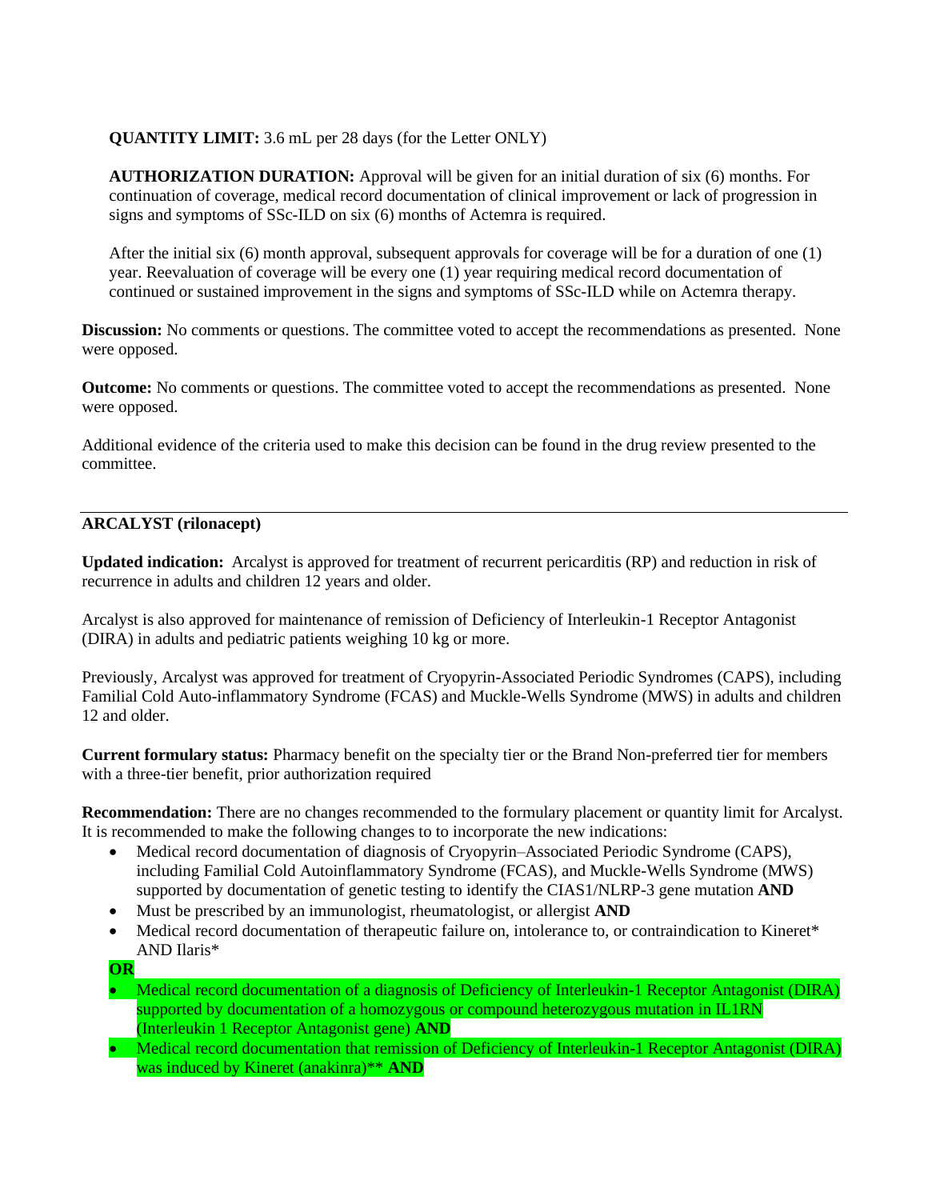**QUANTITY LIMIT:** 3.6 mL per 28 days (for the Letter ONLY)

**AUTHORIZATION DURATION:** Approval will be given for an initial duration of six (6) months. For continuation of coverage, medical record documentation of clinical improvement or lack of progression in signs and symptoms of SSc-ILD on six (6) months of Actemra is required.

After the initial six (6) month approval, subsequent approvals for coverage will be for a duration of one (1) year. Reevaluation of coverage will be every one (1) year requiring medical record documentation of continued or sustained improvement in the signs and symptoms of SSc-ILD while on Actemra therapy.

**Discussion:** No comments or questions. The committee voted to accept the recommendations as presented. None were opposed.

**Outcome:** No comments or questions. The committee voted to accept the recommendations as presented. None were opposed.

Additional evidence of the criteria used to make this decision can be found in the drug review presented to the committee.

---

**ARCALYST (rilonacept)**

**Updated indication:** Arcalyst is approved for treatment of recurrent pericarditis (RP) and reduction in risk of recurrence in adults and children 12 years and older.

Arcalyst is also approved for maintenance of remission of Deficiency of Interleukin-1 Receptor Antagonist (DIRA) in adults and pediatric patients weighing 10 kg or more.

Previously, Arcalyst was approved for treatment of Cryopyrin-Associated Periodic Syndromes (CAPS), including Familial Cold Auto-inflammatory Syndrome (FCAS) and Muckle-Wells Syndrome (MWS) in adults and children 12 and older.

**Current formulary status:** Pharmacy benefit on the specialty tier or the Brand Non-preferred tier for members with a three-tier benefit, prior authorization required

**Recommendation:** There are no changes recommended to the formulary placement or quantity limit for Arcalyst. It is recommended to make the following changes to to incorporate the new indications:

- Medical record documentation of diagnosis of Cryopyrin–Associated Periodic Syndrome (CAPS), including Familial Cold Autoinflammatory Syndrome (FCAS), and Muckle-Wells Syndrome (MWS) supported by documentation of genetic testing to identify the CIAS1/NLRP-3 gene mutation **AND**
- Must be prescribed by an immunologist, rheumatologist, or allergist **AND**
- Medical record documentation of therapeutic failure on, intolerance to, or contraindication to Kineret* AND Ilaris*

**OR**

- Medical record documentation of a diagnosis of Deficiency of Interleukin-1 Receptor Antagonist (DIRA) supported by documentation of a homozygous or compound heterozygous mutation in IL1RN (Interleukin 1 Receptor Antagonist gene) **AND**
- Medical record documentation that remission of Deficiency of Interleukin-1 Receptor Antagonist (DIRA) was induced by Kineret (anakinra)** **AND**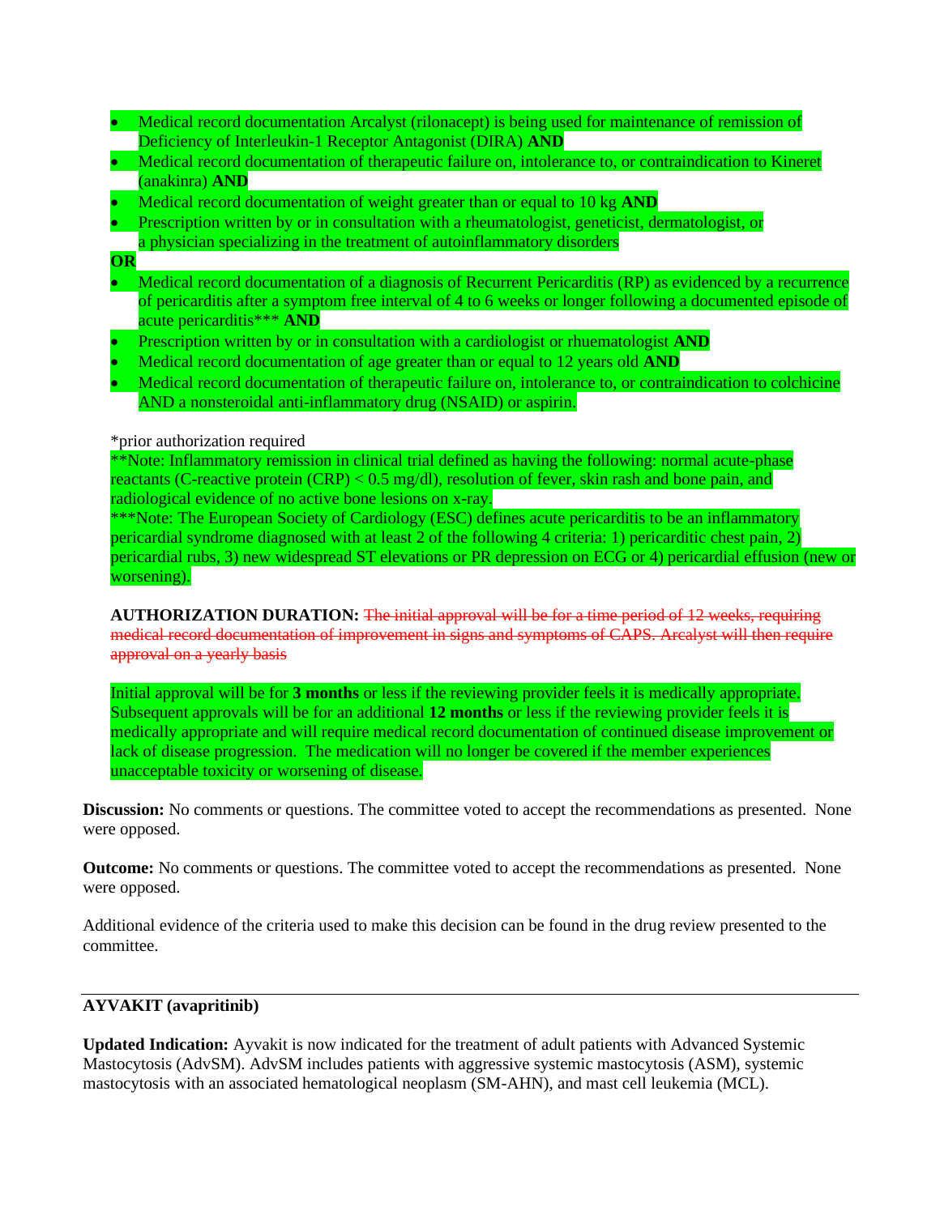- Medical record documentation Arcalyst (rilonacept) is being used for maintenance of remission of Deficiency of Interleukin-1 Receptor Antagonist (DIRA) **AND**
- Medical record documentation of therapeutic failure on, intolerance to, or contraindication to Kineret (anakinra) **AND**
- Medical record documentation of weight greater than or equal to 10 kg **AND**
- Prescription written by or in consultation with a rheumatologist, geneticist, dermatologist, or a physician specializing in the treatment of autoinflammatory disorders

**OR**

- Medical record documentation of a diagnosis of Recurrent Pericarditis (RP) as evidenced by a recurrence of pericarditis after a symptom free interval of 4 to 6 weeks or longer following a documented episode of acute pericarditis*** **AND**
- Prescription written by or in consultation with a cardiologist or rhuematologist **AND**
- Medical record documentation of age greater than or equal to 12 years old **AND**
- Medical record documentation of therapeutic failure on, intolerance to, or contraindication to colchicine AND a nonsteroidal anti-inflammatory drug (NSAID) or aspirin.

*prior authorization required
**Note: Inflammatory remission in clinical trial defined as having the following: normal acute-phase reactants (C-reactive protein (CRP) < 0.5 mg/dl), resolution of fever, skin rash and bone pain, and radiological evidence of no active bone lesions on x-ray.
***Note: The European Society of Cardiology (ESC) defines acute pericarditis to be an inflammatory pericardial syndrome diagnosed with at least 2 of the following 4 criteria: 1) pericarditic chest pain, 2) pericardial rubs, 3) new widespread ST elevations or PR depression on ECG or 4) pericardial effusion (new or worsening).

**AUTHORIZATION DURATION:** ~~The initial approval will be for a time period of 12 weeks, requiring medical record documentation of improvement in signs and symptoms of CAPS. Arcalyst will then require approval on a yearly basis~~

Initial approval will be for **3 months** or less if the reviewing provider feels it is medically appropriate. Subsequent approvals will be for an additional **12 months** or less if the reviewing provider feels it is medically appropriate and will require medical record documentation of continued disease improvement or lack of disease progression. The medication will no longer be covered if the member experiences unacceptable toxicity or worsening of disease.

**Discussion:** No comments or questions. The committee voted to accept the recommendations as presented. None were opposed.

**Outcome:** No comments or questions. The committee voted to accept the recommendations as presented. None were opposed.

Additional evidence of the criteria used to make this decision can be found in the drug review presented to the committee.

---

**AYVAKIT (avapritinib)**

**Updated Indication:** Ayvakit is now indicated for the treatment of adult patients with Advanced Systemic Mastocytosis (AdvSM). AdvSM includes patients with aggressive systemic mastocytosis (ASM), systemic mastocytosis with an associated hematological neoplasm (SM-AHN), and mast cell leukemia (MCL).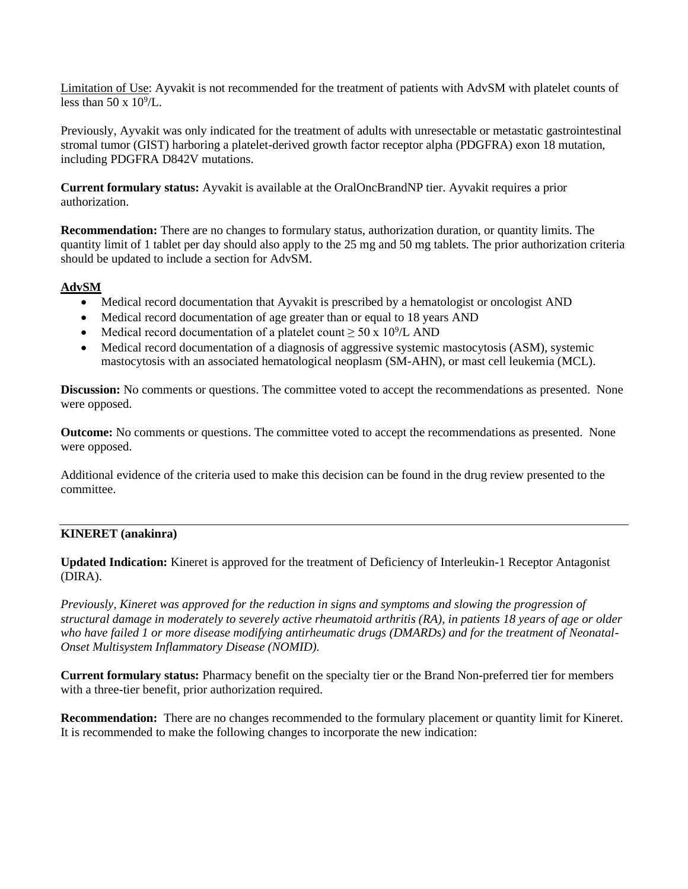Limitation of Use: Ayvakit is not recommended for the treatment of patients with AdvSM with platelet counts of less than $50 \times 10^9$/L.

Previously, Ayvakit was only indicated for the treatment of adults with unresectable or metastatic gastrointestinal stromal tumor (GIST) harboring a platelet-derived growth factor receptor alpha (PDGFRA) exon 18 mutation, including PDGFRA D842V mutations.

**Current formulary status:** Ayvakit is available at the OralOncBrandNP tier. Ayvakit requires a prior authorization.

**Recommendation:** There are no changes to formulary status, authorization duration, or quantity limits. The quantity limit of 1 tablet per day should also apply to the 25 mg and 50 mg tablets. The prior authorization criteria should be updated to include a section for AdvSM.

**AdvSM**

- Medical record documentation that Ayvakit is prescribed by a hematologist or oncologist AND
- Medical record documentation of age greater than or equal to 18 years AND
- Medical record documentation of a platelet count $\geq 50 \times 10^9$/L AND
- Medical record documentation of a diagnosis of aggressive systemic mastocytosis (ASM), systemic mastocytosis with an associated hematological neoplasm (SM-AHN), or mast cell leukemia (MCL).

**Discussion:** No comments or questions. The committee voted to accept the recommendations as presented. None were opposed.

**Outcome:** No comments or questions. The committee voted to accept the recommendations as presented. None were opposed.

Additional evidence of the criteria used to make this decision can be found in the drug review presented to the committee.

---

**KINERET (anakinra)**

**Updated Indication:** Kineret is approved for the treatment of Deficiency of Interleukin-1 Receptor Antagonist (DIRA).

*Previously, Kineret was approved for the reduction in signs and symptoms and slowing the progression of structural damage in moderately to severely active rheumatoid arthritis (RA), in patients 18 years of age or older who have failed 1 or more disease modifying antirheumatic drugs (DMARDs) and for the treatment of Neonatal-Onset Multisystem Inflammatory Disease (NOMID).*

**Current formulary status:** Pharmacy benefit on the specialty tier or the Brand Non-preferred tier for members with a three-tier benefit, prior authorization required.

**Recommendation:** There are no changes recommended to the formulary placement or quantity limit for Kineret. It is recommended to make the following changes to incorporate the new indication: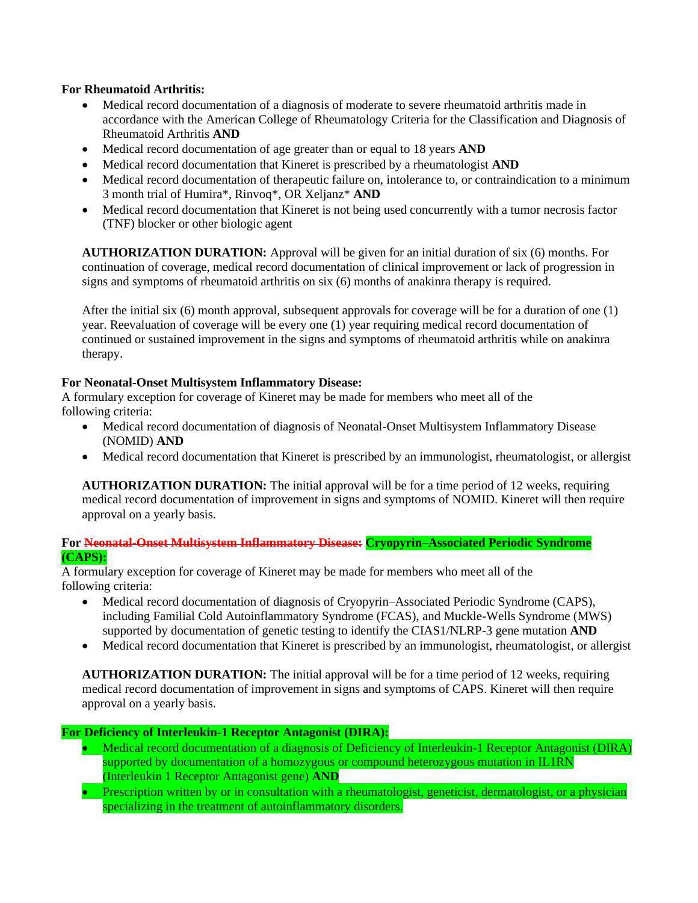**For Rheumatoid Arthritis:**

- Medical record documentation of a diagnosis of moderate to severe rheumatoid arthritis made in accordance with the American College of Rheumatology Criteria for the Classification and Diagnosis of Rheumatoid Arthritis **AND**
- Medical record documentation of age greater than or equal to 18 years **AND**
- Medical record documentation that Kineret is prescribed by a rheumatologist **AND**
- Medical record documentation of therapeutic failure on, intolerance to, or contraindication to a minimum 3 month trial of Humira*, Rinvoq*, OR Xeljanz* **AND**
- Medical record documentation that Kineret is not being used concurrently with a tumor necrosis factor (TNF) blocker or other biologic agent

**AUTHORIZATION DURATION:** Approval will be given for an initial duration of six (6) months. For continuation of coverage, medical record documentation of clinical improvement or lack of progression in signs and symptoms of rheumatoid arthritis on six (6) months of anakinra therapy is required.

After the initial six (6) month approval, subsequent approvals for coverage will be for a duration of one (1) year. Reevaluation of coverage will be every one (1) year requiring medical record documentation of continued or sustained improvement in the signs and symptoms of rheumatoid arthritis while on anakinra therapy.

**For Neonatal-Onset Multisystem Inflammatory Disease:**

A formulary exception for coverage of Kineret may be made for members who meet all of the following criteria:

- Medical record documentation of diagnosis of Neonatal-Onset Multisystem Inflammatory Disease (NOMID) **AND**
- Medical record documentation that Kineret is prescribed by an immunologist, rheumatologist, or allergist

**AUTHORIZATION DURATION:** The initial approval will be for a time period of 12 weeks, requiring medical record documentation of improvement in signs and symptoms of NOMID. Kineret will then require approval on a yearly basis.

**For ~~Neonatal-Onset Multisystem Inflammatory Disease:~~ Cryopyrin–Associated Periodic Syndrome (CAPS):**

A formulary exception for coverage of Kineret may be made for members who meet all of the following criteria:

- Medical record documentation of diagnosis of Cryopyrin–Associated Periodic Syndrome (CAPS), including Familial Cold Autoinflammatory Syndrome (FCAS), and Muckle-Wells Syndrome (MWS) supported by documentation of genetic testing to identify the CIAS1/NLRP-3 gene mutation **AND**
- Medical record documentation that Kineret is prescribed by an immunologist, rheumatologist, or allergist

**AUTHORIZATION DURATION:** The initial approval will be for a time period of 12 weeks, requiring medical record documentation of improvement in signs and symptoms of CAPS. Kineret will then require approval on a yearly basis.

**For Deficiency of Interleukin-1 Receptor Antagonist (DIRA):**

- Medical record documentation of a diagnosis of Deficiency of Interleukin-1 Receptor Antagonist (DIRA) supported by documentation of a homozygous or compound heterozygous mutation in IL1RN (Interleukin 1 Receptor Antagonist gene) **AND**
- Prescription written by or in consultation with a rheumatologist, geneticist, dermatologist, or a physician specializing in the treatment of autoinflammatory disorders.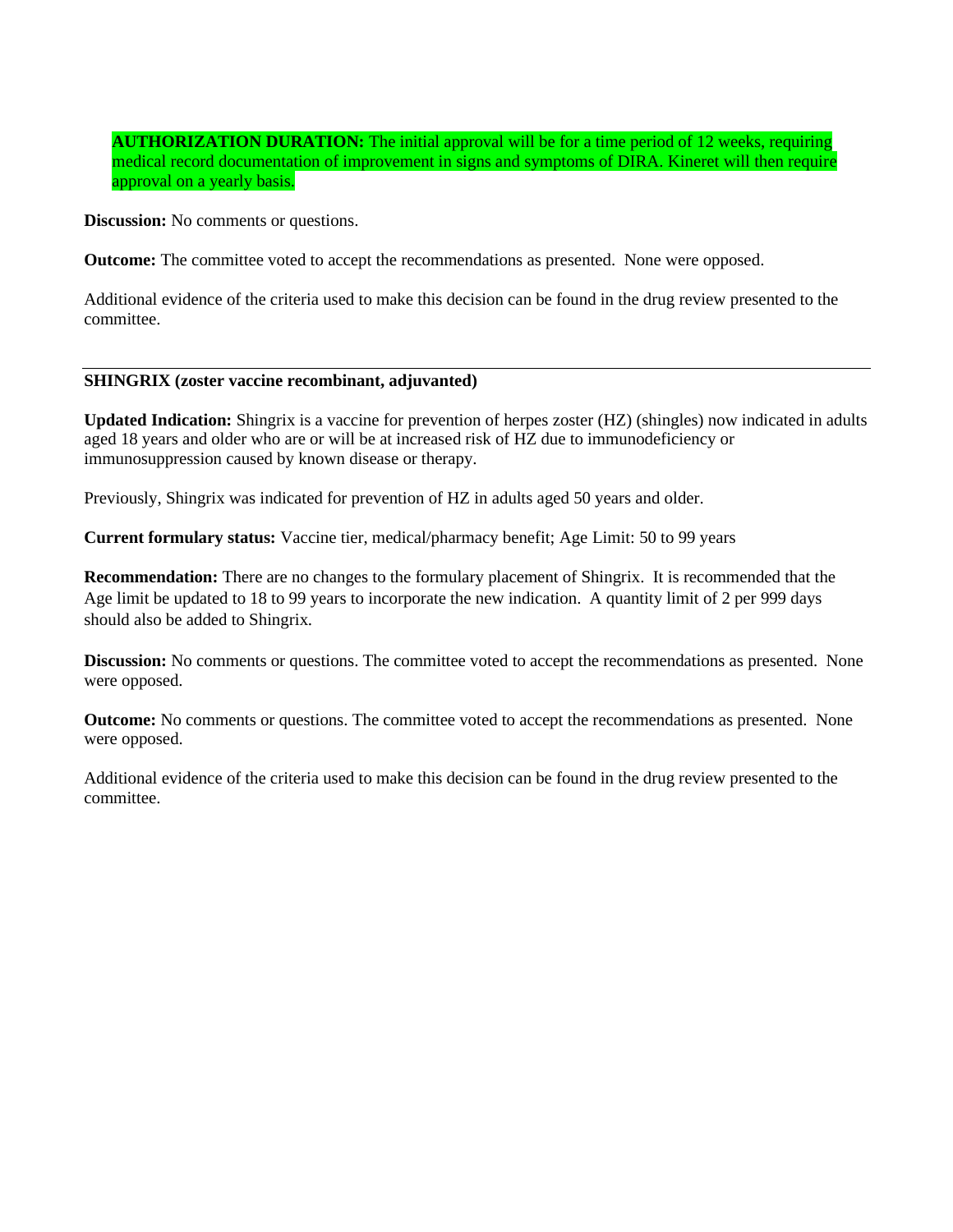**AUTHORIZATION DURATION:** The initial approval will be for a time period of 12 weeks, requiring medical record documentation of improvement in signs and symptoms of DIRA. Kineret will then require approval on a yearly basis.

**Discussion:** No comments or questions.

**Outcome:** The committee voted to accept the recommendations as presented. None were opposed.

Additional evidence of the criteria used to make this decision can be found in the drug review presented to the committee.

---

**SHINGRIX (zoster vaccine recombinant, adjuvanted)**

**Updated Indication:** Shingrix is a vaccine for prevention of herpes zoster (HZ) (shingles) now indicated in adults aged 18 years and older who are or will be at increased risk of HZ due to immunodeficiency or immunosuppression caused by known disease or therapy.

Previously, Shingrix was indicated for prevention of HZ in adults aged 50 years and older.

**Current formulary status:** Vaccine tier, medical/pharmacy benefit; Age Limit: 50 to 99 years

**Recommendation:** There are no changes to the formulary placement of Shingrix. It is recommended that the Age limit be updated to 18 to 99 years to incorporate the new indication. A quantity limit of 2 per 999 days should also be added to Shingrix.

**Discussion:** No comments or questions. The committee voted to accept the recommendations as presented. None were opposed.

**Outcome:** No comments or questions. The committee voted to accept the recommendations as presented. None were opposed.

Additional evidence of the criteria used to make this decision can be found in the drug review presented to the committee.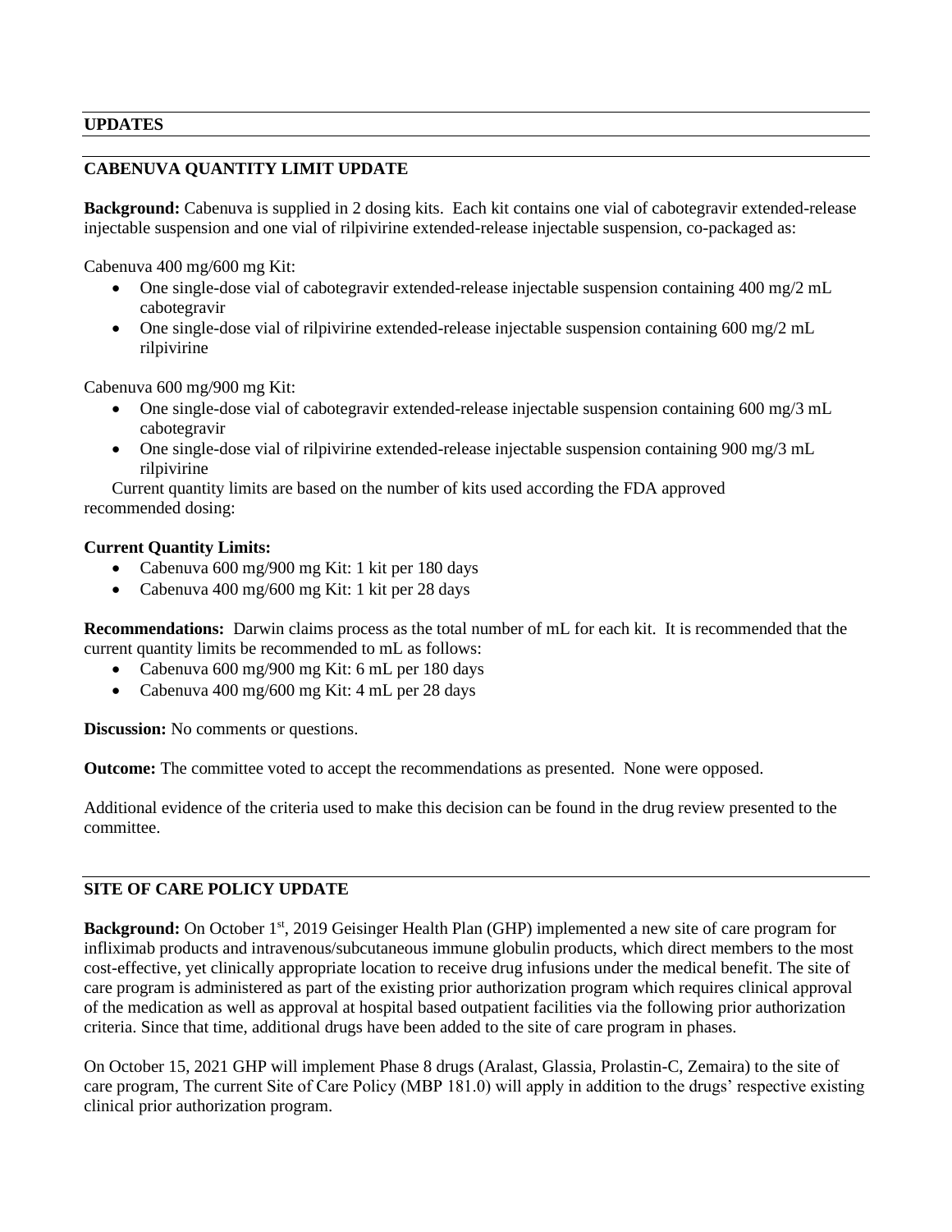## UPDATES

## CABENUVA QUANTITY LIMIT UPDATE

**Background:** Cabenuva is supplied in 2 dosing kits. Each kit contains one vial of cabotegravir extended-release injectable suspension and one vial of rilpivirine extended-release injectable suspension, co-packaged as:

Cabenuva 400 mg/600 mg Kit:

- One single-dose vial of cabotegravir extended-release injectable suspension containing 400 mg/2 mL cabotegravir
- One single-dose vial of rilpivirine extended-release injectable suspension containing 600 mg/2 mL rilpivirine

Cabenuva 600 mg/900 mg Kit:

- One single-dose vial of cabotegravir extended-release injectable suspension containing 600 mg/3 mL cabotegravir
- One single-dose vial of rilpivirine extended-release injectable suspension containing 900 mg/3 mL rilpivirine

Current quantity limits are based on the number of kits used according the FDA approved recommended dosing:

**Current Quantity Limits:**

- Cabenuva 600 mg/900 mg Kit: 1 kit per 180 days
- Cabenuva 400 mg/600 mg Kit: 1 kit per 28 days

**Recommendations:** Darwin claims process as the total number of mL for each kit. It is recommended that the current quantity limits be recommended to mL as follows:

- Cabenuva 600 mg/900 mg Kit: 6 mL per 180 days
- Cabenuva 400 mg/600 mg Kit: 4 mL per 28 days

**Discussion:** No comments or questions.

**Outcome:** The committee voted to accept the recommendations as presented. None were opposed.

Additional evidence of the criteria used to make this decision can be found in the drug review presented to the committee.

## SITE OF CARE POLICY UPDATE

**Background:** On October 1st, 2019 Geisinger Health Plan (GHP) implemented a new site of care program for infliximab products and intravenous/subcutaneous immune globulin products, which direct members to the most cost-effective, yet clinically appropriate location to receive drug infusions under the medical benefit. The site of care program is administered as part of the existing prior authorization program which requires clinical approval of the medication as well as approval at hospital based outpatient facilities via the following prior authorization criteria. Since that time, additional drugs have been added to the site of care program in phases.

On October 15, 2021 GHP will implement Phase 8 drugs (Aralast, Glassia, Prolastin-C, Zemaira) to the site of care program, The current Site of Care Policy (MBP 181.0) will apply in addition to the drugs' respective existing clinical prior authorization program.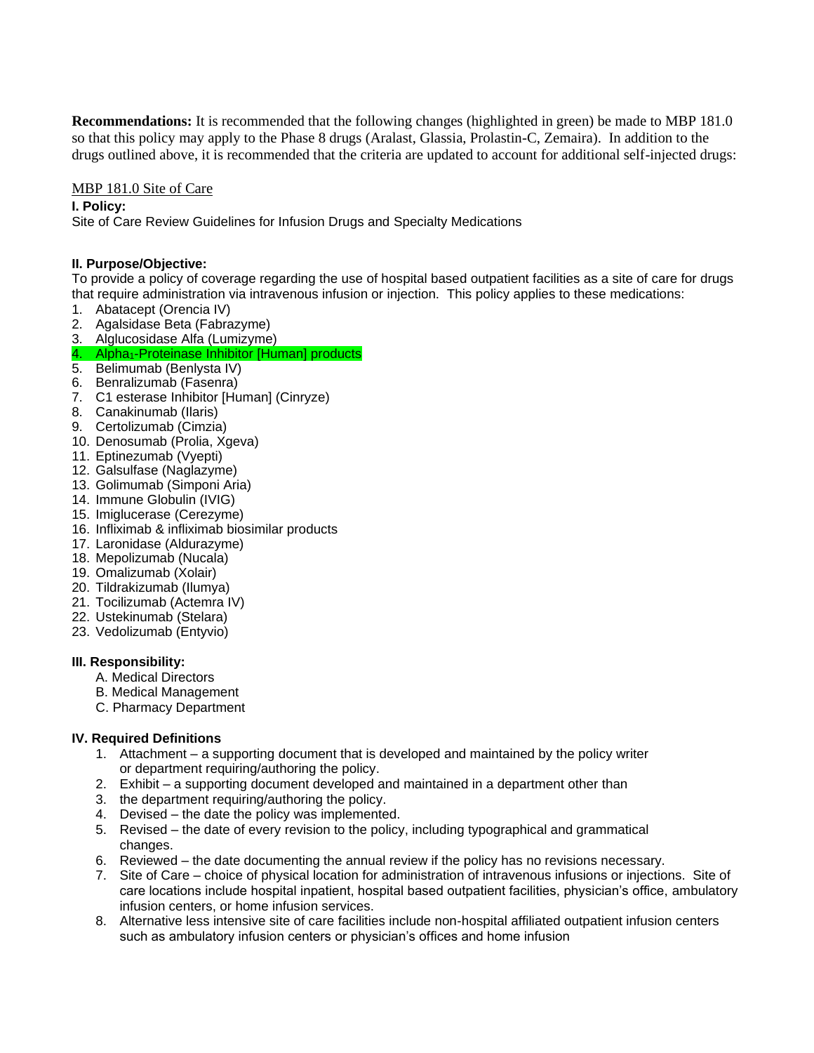**Recommendations:** It is recommended that the following changes (highlighted in green) be made to MBP 181.0 so that this policy may apply to the Phase 8 drugs (Aralast, Glassia, Prolastin-C, Zemaira). In addition to the drugs outlined above, it is recommended that the criteria are updated to account for additional self-injected drugs:

MBP 181.0 Site of Care

**I. Policy:**

Site of Care Review Guidelines for Infusion Drugs and Specialty Medications

**II. Purpose/Objective:**

To provide a policy of coverage regarding the use of hospital based outpatient facilities as a site of care for drugs that require administration via intravenous infusion or injection. This policy applies to these medications:

1. Abatacept (Orencia IV)
2. Agalsidase Beta (Fabrazyme)
3. Alglucosidase Alfa (Lumizyme)
4. Alpha$_1$-Proteinase Inhibitor [Human] products
5. Belimumab (Benlysta IV)
6. Benralizumab (Fasenra)
7. C1 esterase Inhibitor [Human] (Cinryze)
8. Canakinumab (Ilaris)
9. Certolizumab (Cimzia)
10. Denosumab (Prolia, Xgeva)
11. Eptinezumab (Vyepti)
12. Galsulfase (Naglazyme)
13. Golimumab (Simponi Aria)
14. Immune Globulin (IVIG)
15. Imiglucerase (Cerezyme)
16. Infliximab & infliximab biosimilar products
17. Laronidase (Aldurazyme)
18. Mepolizumab (Nucala)
19. Omalizumab (Xolair)
20. Tildrakizumab (Ilumya)
21. Tocilizumab (Actemra IV)
22. Ustekinumab (Stelara)
23. Vedolizumab (Entyvio)

**III. Responsibility:**

A. Medical Directors
B. Medical Management
C. Pharmacy Department

**IV. Required Definitions**

1. Attachment – a supporting document that is developed and maintained by the policy writer or department requiring/authoring the policy.
2. Exhibit – a supporting document developed and maintained in a department other than
3. the department requiring/authoring the policy.
4. Devised – the date the policy was implemented.
5. Revised – the date of every revision to the policy, including typographical and grammatical changes.
6. Reviewed – the date documenting the annual review if the policy has no revisions necessary.
7. Site of Care – choice of physical location for administration of intravenous infusions or injections. Site of care locations include hospital inpatient, hospital based outpatient facilities, physician's office, ambulatory infusion centers, or home infusion services.
8. Alternative less intensive site of care facilities include non-hospital affiliated outpatient infusion centers such as ambulatory infusion centers or physician's offices and home infusion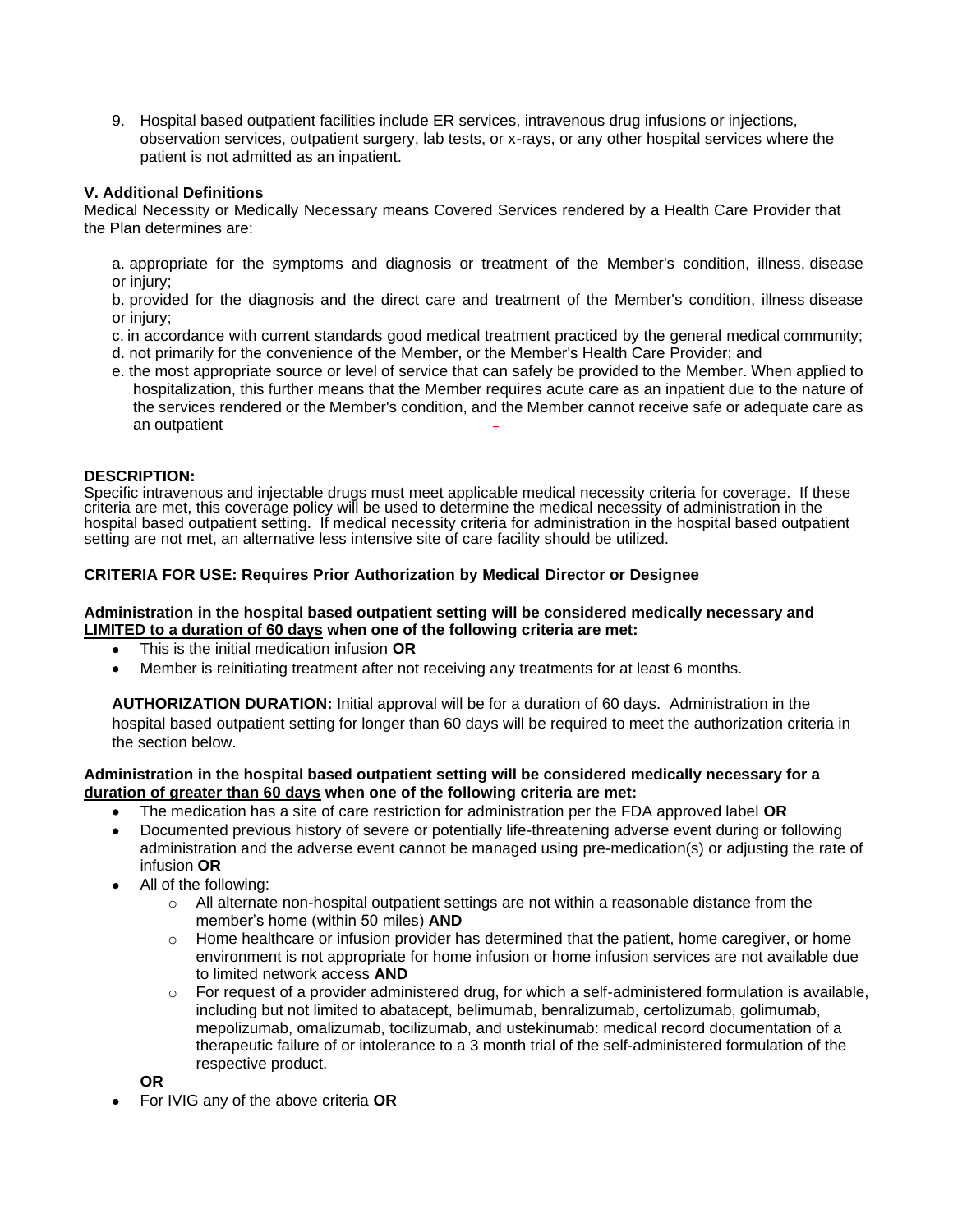9. Hospital based outpatient facilities include ER services, intravenous drug infusions or injections, observation services, outpatient surgery, lab tests, or x-rays, or any other hospital services where the patient is not admitted as an inpatient.

**V. Additional Definitions**

Medical Necessity or Medically Necessary means Covered Services rendered by a Health Care Provider that the Plan determines are:

a. appropriate for the symptoms and diagnosis or treatment of the Member's condition, illness, disease or injury;

b. provided for the diagnosis and the direct care and treatment of the Member's condition, illness disease or injury;

c. in accordance with current standards good medical treatment practiced by the general medical community;

d. not primarily for the convenience of the Member, or the Member's Health Care Provider; and

e. the most appropriate source or level of service that can safely be provided to the Member. When applied to hospitalization, this further means that the Member requires acute care as an inpatient due to the nature of the services rendered or the Member's condition, and the Member cannot receive safe or adequate care as an outpatient

**DESCRIPTION:**

Specific intravenous and injectable drugs must meet applicable medical necessity criteria for coverage. If these criteria are met, this coverage policy will be used to determine the medical necessity of administration in the hospital based outpatient setting. If medical necessity criteria for administration in the hospital based outpatient setting are not met, an alternative less intensive site of care facility should be utilized.

**CRITERIA FOR USE: Requires Prior Authorization by Medical Director or Designee**

**Administration in the hospital based outpatient setting will be considered medically necessary and LIMITED to a duration of 60 days when one of the following criteria are met:**

- This is the initial medication infusion **OR**
- Member is reinitiating treatment after not receiving any treatments for at least 6 months.

**AUTHORIZATION DURATION:** Initial approval will be for a duration of 60 days. Administration in the hospital based outpatient setting for longer than 60 days will be required to meet the authorization criteria in the section below.

**Administration in the hospital based outpatient setting will be considered medically necessary for a duration of greater than 60 days when one of the following criteria are met:**

- The medication has a site of care restriction for administration per the FDA approved label **OR**
- Documented previous history of severe or potentially life-threatening adverse event during or following administration and the adverse event cannot be managed using pre-medication(s) or adjusting the rate of infusion **OR**
- All of the following:
  - All alternate non-hospital outpatient settings are not within a reasonable distance from the member's home (within 50 miles) **AND**
  - Home healthcare or infusion provider has determined that the patient, home caregiver, or home environment is not appropriate for home infusion or home infusion services are not available due to limited network access **AND**
  - For request of a provider administered drug, for which a self-administered formulation is available, including but not limited to abatacept, belimumab, benralizumab, certolizumab, golimumab, mepolizumab, omalizumab, tocilizumab, and ustekinumab: medical record documentation of a therapeutic failure of or intolerance to a 3 month trial of the self-administered formulation of the respective product.

  **OR**
- For IVIG any of the above criteria **OR**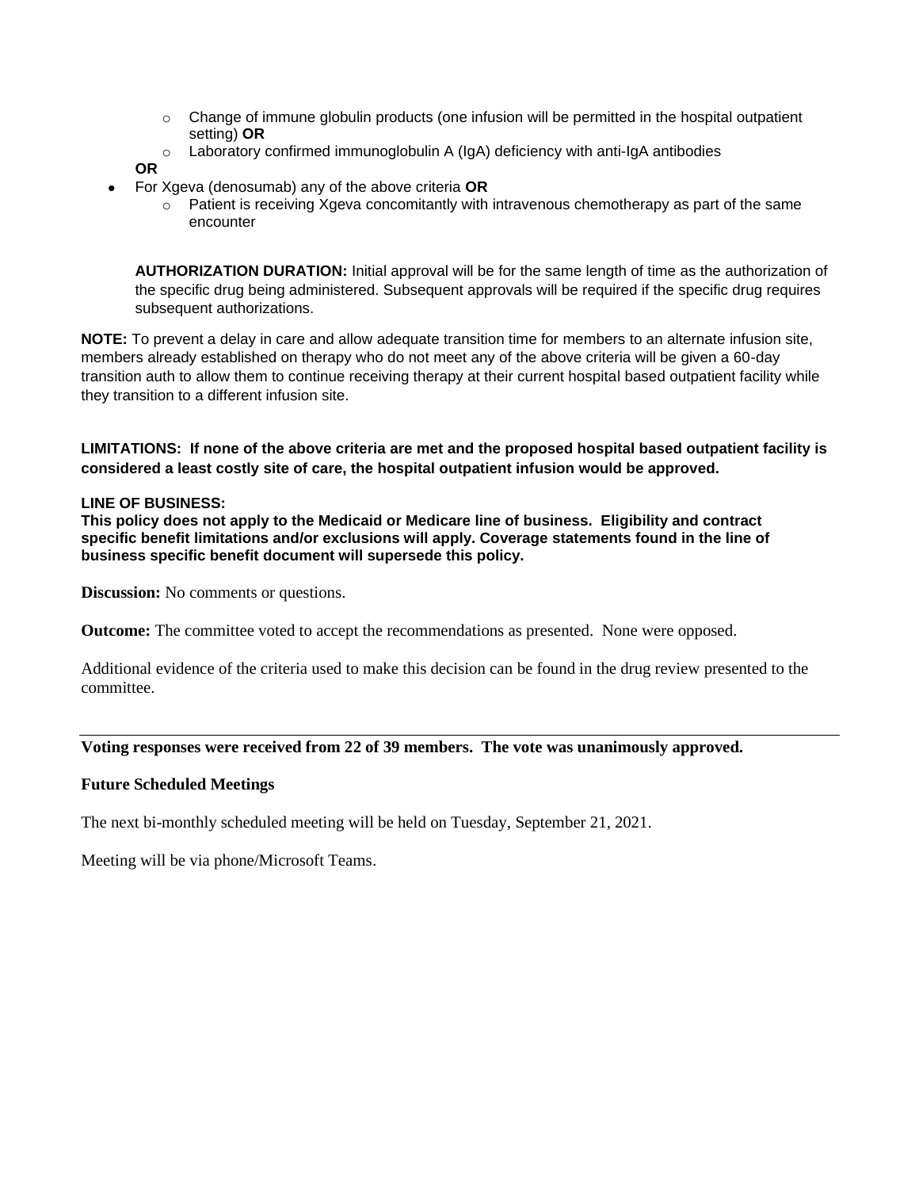- Change of immune globulin products (one infusion will be permitted in the hospital outpatient setting) **OR**
    - Laboratory confirmed immunoglobulin A (IgA) deficiency with anti-IgA antibodies

  **OR**

- For Xgeva (denosumab) any of the above criteria **OR**
    - Patient is receiving Xgeva concomitantly with intravenous chemotherapy as part of the same encounter

**AUTHORIZATION DURATION:** Initial approval will be for the same length of time as the authorization of the specific drug being administered. Subsequent approvals will be required if the specific drug requires subsequent authorizations.

**NOTE:** To prevent a delay in care and allow adequate transition time for members to an alternate infusion site, members already established on therapy who do not meet any of the above criteria will be given a 60-day transition auth to allow them to continue receiving therapy at their current hospital based outpatient facility while they transition to a different infusion site.

**LIMITATIONS: If none of the above criteria are met and the proposed hospital based outpatient facility is considered a least costly site of care, the hospital outpatient infusion would be approved.**

**LINE OF BUSINESS:**
**This policy does not apply to the Medicaid or Medicare line of business. Eligibility and contract specific benefit limitations and/or exclusions will apply. Coverage statements found in the line of business specific benefit document will supersede this policy.**

**Discussion:** No comments or questions.

**Outcome:** The committee voted to accept the recommendations as presented. None were opposed.

Additional evidence of the criteria used to make this decision can be found in the drug review presented to the committee.

---

**Voting responses were received from 22 of 39 members. The vote was unanimously approved.**

**Future Scheduled Meetings**

The next bi-monthly scheduled meeting will be held on Tuesday, September 21, 2021.

Meeting will be via phone/Microsoft Teams.